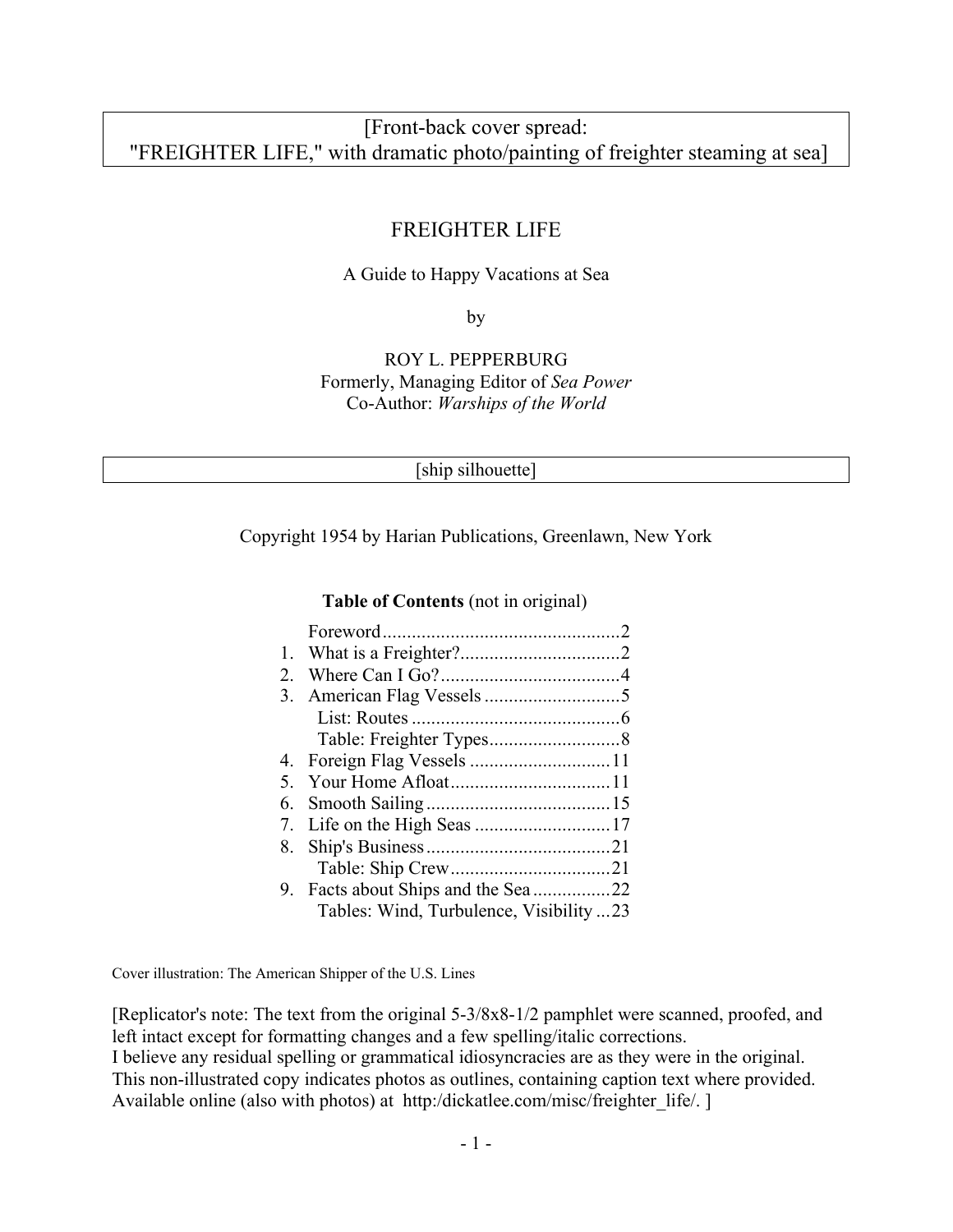[Front-back cover spread:
"FREIGHTER LIFE," with dramatic photo/painting of freighter steaming at sea]

# FREIGHTER LIFE

A Guide to Happy Vacations at Sea

by

ROY L. PEPPERBURG
Formerly, Managing Editor of *Sea Power*
Co-Author: *Warships of the World*

[ship silhouette]

Copyright 1954 by Harian Publications, Greenlawn, New York

**Table of Contents** (not in original)

Foreword....2
1. What is a Freighter?....2
2. Where Can I Go?....4
3. American Flag Vessels....5
   - List: Routes....6
   - Table: Freighter Types....8
4. Foreign Flag Vessels....11
5. Your Home Afloat....11
6. Smooth Sailing....15
7. Life on the High Seas....17
8. Ship's Business....21
   - Table: Ship Crew....21
9. Facts about Ships and the Sea....22
   - Tables: Wind, Turbulence, Visibility....23

Cover illustration: The American Shipper of the U.S. Lines

[Replicator's note: The text from the original 5-3/8x8-1/2 pamphlet were scanned, proofed, and left intact except for formatting changes and a few spelling/italic corrections.
I believe any residual spelling or grammatical idiosyncracies are as they were in the original.
This non-illustrated copy indicates photos as outlines, containing caption text where provided.
Available online (also with photos) at http:/dickatlee.com/misc/freighter_life/. ]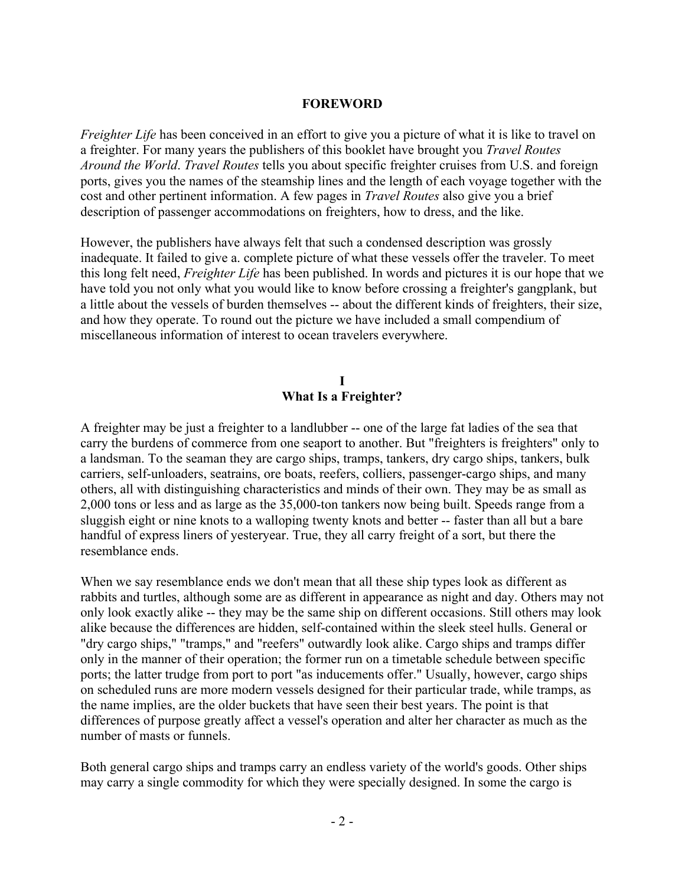## FOREWORD

*Freighter Life* has been conceived in an effort to give you a picture of what it is like to travel on a freighter. For many years the publishers of this booklet have brought you *Travel Routes Around the World*. *Travel Routes* tells you about specific freighter cruises from U.S. and foreign ports, gives you the names of the steamship lines and the length of each voyage together with the cost and other pertinent information. A few pages in *Travel Routes* also give you a brief description of passenger accommodations on freighters, how to dress, and the like.

However, the publishers have always felt that such a condensed description was grossly inadequate. It failed to give a. complete picture of what these vessels offer the traveler. To meet this long felt need, *Freighter Life* has been published. In words and pictures it is our hope that we have told you not only what you would like to know before crossing a freighter's gangplank, but a little about the vessels of burden themselves -- about the different kinds of freighters, their size, and how they operate. To round out the picture we have included a small compendium of miscellaneous information of interest to ocean travelers everywhere.

## I
## What Is a Freighter?

A freighter may be just a freighter to a landlubber -- one of the large fat ladies of the sea that carry the burdens of commerce from one seaport to another. But "freighters is freighters" only to a landsman. To the seaman they are cargo ships, tramps, tankers, dry cargo ships, tankers, bulk carriers, self-unloaders, seatrains, ore boats, reefers, colliers, passenger-cargo ships, and many others, all with distinguishing characteristics and minds of their own. They may be as small as 2,000 tons or less and as large as the 35,000-ton tankers now being built. Speeds range from a sluggish eight or nine knots to a walloping twenty knots and better -- faster than all but a bare handful of express liners of yesteryear. True, they all carry freight of a sort, but there the resemblance ends.

When we say resemblance ends we don't mean that all these ship types look as different as rabbits and turtles, although some are as different in appearance as night and day. Others may not only look exactly alike -- they may be the same ship on different occasions. Still others may look alike because the differences are hidden, self-contained within the sleek steel hulls. General or "dry cargo ships," "tramps," and "reefers" outwardly look alike. Cargo ships and tramps differ only in the manner of their operation; the former run on a timetable schedule between specific ports; the latter trudge from port to port "as inducements offer." Usually, however, cargo ships on scheduled runs are more modern vessels designed for their particular trade, while tramps, as the name implies, are the older buckets that have seen their best years. The point is that differences of purpose greatly affect a vessel's operation and alter her character as much as the number of masts or funnels.

Both general cargo ships and tramps carry an endless variety of the world's goods. Other ships may carry a single commodity for which they were specially designed. In some the cargo is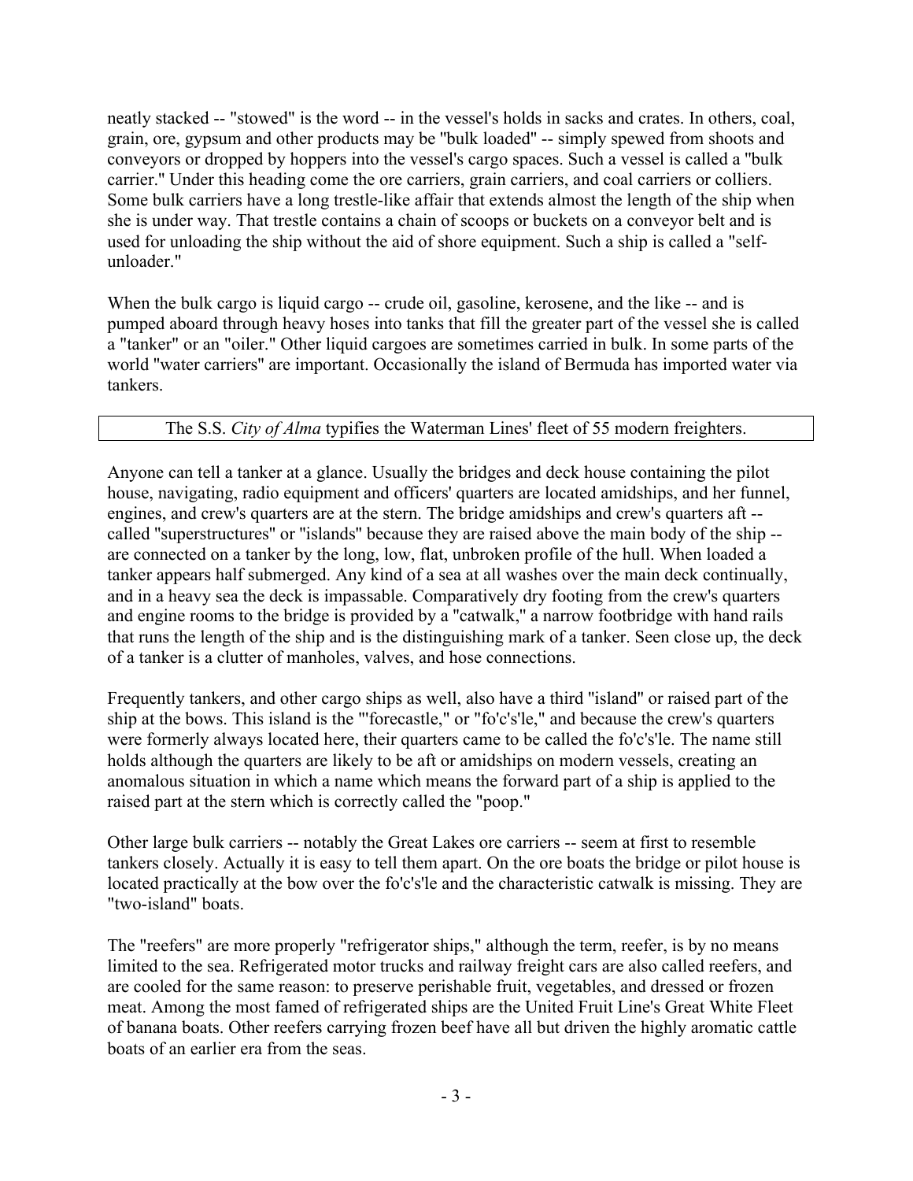neatly stacked -- "stowed" is the word -- in the vessel's holds in sacks and crates. In others, coal, grain, ore, gypsum and other products may be "bulk loaded" -- simply spewed from shoots and conveyors or dropped by hoppers into the vessel's cargo spaces. Such a vessel is called a "bulk carrier." Under this heading come the ore carriers, grain carriers, and coal carriers or colliers. Some bulk carriers have a long trestle-like affair that extends almost the length of the ship when she is under way. That trestle contains a chain of scoops or buckets on a conveyor belt and is used for unloading the ship without the aid of shore equipment. Such a ship is called a "self-unloader."

When the bulk cargo is liquid cargo -- crude oil, gasoline, kerosene, and the like -- and is pumped aboard through heavy hoses into tanks that fill the greater part of the vessel she is called a "tanker" or an "oiler." Other liquid cargoes are sometimes carried in bulk. In some parts of the world "water carriers" are important. Occasionally the island of Bermuda has imported water via tankers.

The S.S. *City of Alma* typifies the Waterman Lines' fleet of 55 modern freighters.

Anyone can tell a tanker at a glance. Usually the bridges and deck house containing the pilot house, navigating, radio equipment and officers' quarters are located amidships, and her funnel, engines, and crew's quarters are at the stern. The bridge amidships and crew's quarters aft -- called "superstructures" or "islands" because they are raised above the main body of the ship -- are connected on a tanker by the long, low, flat, unbroken profile of the hull. When loaded a tanker appears half submerged. Any kind of a sea at all washes over the main deck continually, and in a heavy sea the deck is impassable. Comparatively dry footing from the crew's quarters and engine rooms to the bridge is provided by a "catwalk," a narrow footbridge with hand rails that runs the length of the ship and is the distinguishing mark of a tanker. Seen close up, the deck of a tanker is a clutter of manholes, valves, and hose connections.

Frequently tankers, and other cargo ships as well, also have a third "island" or raised part of the ship at the bows. This island is the "'forecastle," or "fo'c's'le," and because the crew's quarters were formerly always located here, their quarters came to be called the fo'c's'le. The name still holds although the quarters are likely to be aft or amidships on modern vessels, creating an anomalous situation in which a name which means the forward part of a ship is applied to the raised part at the stern which is correctly called the "poop."

Other large bulk carriers -- notably the Great Lakes ore carriers -- seem at first to resemble tankers closely. Actually it is easy to tell them apart. On the ore boats the bridge or pilot house is located practically at the bow over the fo'c's'le and the characteristic catwalk is missing. They are "two-island" boats.

The "reefers" are more properly "refrigerator ships," although the term, reefer, is by no means limited to the sea. Refrigerated motor trucks and railway freight cars are also called reefers, and are cooled for the same reason: to preserve perishable fruit, vegetables, and dressed or frozen meat. Among the most famed of refrigerated ships are the United Fruit Line's Great White Fleet of banana boats. Other reefers carrying frozen beef have all but driven the highly aromatic cattle boats of an earlier era from the seas.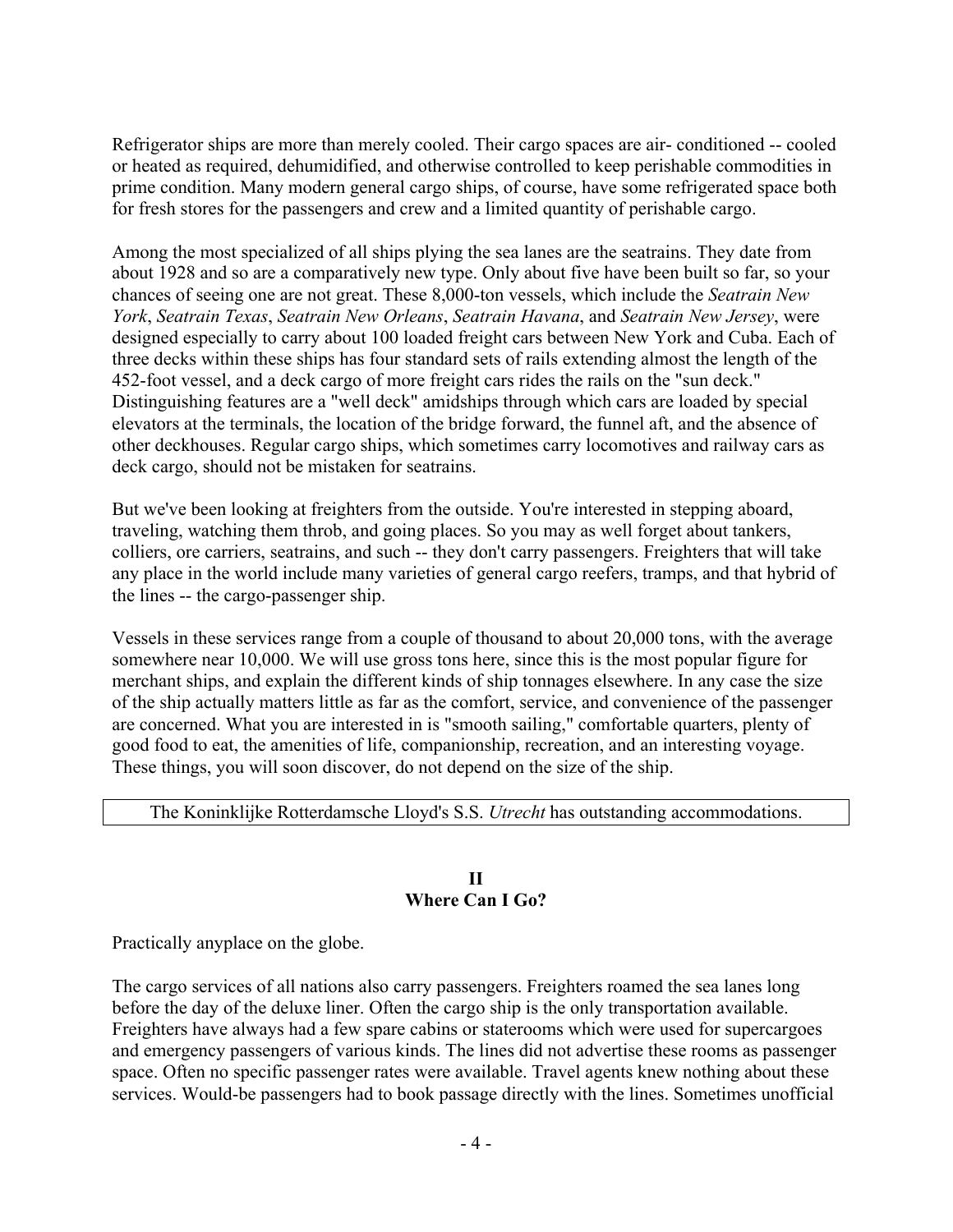Refrigerator ships are more than merely cooled. Their cargo spaces are air- conditioned -- cooled or heated as required, dehumidified, and otherwise controlled to keep perishable commodities in prime condition. Many modern general cargo ships, of course, have some refrigerated space both for fresh stores for the passengers and crew and a limited quantity of perishable cargo.

Among the most specialized of all ships plying the sea lanes are the seatrains. They date from about 1928 and so are a comparatively new type. Only about five have been built so far, so your chances of seeing one are not great. These 8,000-ton vessels, which include the *Seatrain New York*, *Seatrain Texas*, *Seatrain New Orleans*, *Seatrain Havana*, and *Seatrain New Jersey*, were designed especially to carry about 100 loaded freight cars between New York and Cuba. Each of three decks within these ships has four standard sets of rails extending almost the length of the 452-foot vessel, and a deck cargo of more freight cars rides the rails on the "sun deck." Distinguishing features are a "well deck" amidships through which cars are loaded by special elevators at the terminals, the location of the bridge forward, the funnel aft, and the absence of other deckhouses. Regular cargo ships, which sometimes carry locomotives and railway cars as deck cargo, should not be mistaken for seatrains.

But we've been looking at freighters from the outside. You're interested in stepping aboard, traveling, watching them throb, and going places. So you may as well forget about tankers, colliers, ore carriers, seatrains, and such -- they don't carry passengers. Freighters that will take any place in the world include many varieties of general cargo reefers, tramps, and that hybrid of the lines -- the cargo-passenger ship.

Vessels in these services range from a couple of thousand to about 20,000 tons, with the average somewhere near 10,000. We will use gross tons here, since this is the most popular figure for merchant ships, and explain the different kinds of ship tonnages elsewhere. In any case the size of the ship actually matters little as far as the comfort, service, and convenience of the passenger are concerned. What you are interested in is "smooth sailing," comfortable quarters, plenty of good food to eat, the amenities of life, companionship, recreation, and an interesting voyage. These things, you will soon discover, do not depend on the size of the ship.

The Koninklijke Rotterdamsche Lloyd's S.S. *Utrecht* has outstanding accommodations.

## II
## Where Can I Go?

Practically anyplace on the globe.

The cargo services of all nations also carry passengers. Freighters roamed the sea lanes long before the day of the deluxe liner. Often the cargo ship is the only transportation available. Freighters have always had a few spare cabins or staterooms which were used for supercargoes and emergency passengers of various kinds. The lines did not advertise these rooms as passenger space. Often no specific passenger rates were available. Travel agents knew nothing about these services. Would-be passengers had to book passage directly with the lines. Sometimes unofficial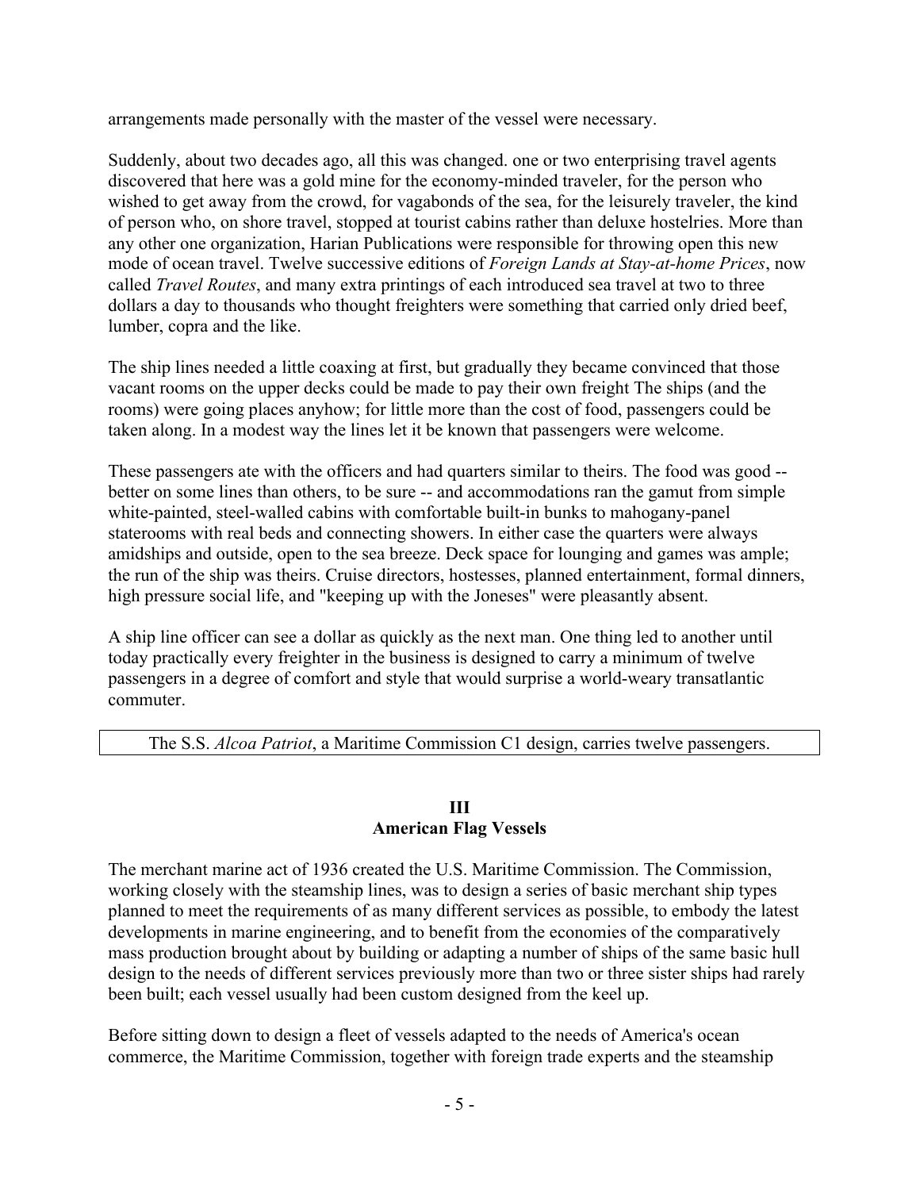arrangements made personally with the master of the vessel were necessary.

Suddenly, about two decades ago, all this was changed. one or two enterprising travel agents discovered that here was a gold mine for the economy-minded traveler, for the person who wished to get away from the crowd, for vagabonds of the sea, for the leisurely traveler, the kind of person who, on shore travel, stopped at tourist cabins rather than deluxe hostelries. More than any other one organization, Harian Publications were responsible for throwing open this new mode of ocean travel. Twelve successive editions of *Foreign Lands at Stay-at-home Prices*, now called *Travel Routes*, and many extra printings of each introduced sea travel at two to three dollars a day to thousands who thought freighters were something that carried only dried beef, lumber, copra and the like.

The ship lines needed a little coaxing at first, but gradually they became convinced that those vacant rooms on the upper decks could be made to pay their own freight The ships (and the rooms) were going places anyhow; for little more than the cost of food, passengers could be taken along. In a modest way the lines let it be known that passengers were welcome.

These passengers ate with the officers and had quarters similar to theirs. The food was good -- better on some lines than others, to be sure -- and accommodations ran the gamut from simple white-painted, steel-walled cabins with comfortable built-in bunks to mahogany-panel staterooms with real beds and connecting showers. In either case the quarters were always amidships and outside, open to the sea breeze. Deck space for lounging and games was ample; the run of the ship was theirs. Cruise directors, hostesses, planned entertainment, formal dinners, high pressure social life, and "keeping up with the Joneses" were pleasantly absent.

A ship line officer can see a dollar as quickly as the next man. One thing led to another until today practically every freighter in the business is designed to carry a minimum of twelve passengers in a degree of comfort and style that would surprise a world-weary transatlantic commuter.

The S.S. *Alcoa Patriot*, a Maritime Commission C1 design, carries twelve passengers.

## III
## American Flag Vessels

The merchant marine act of 1936 created the U.S. Maritime Commission. The Commission, working closely with the steamship lines, was to design a series of basic merchant ship types planned to meet the requirements of as many different services as possible, to embody the latest developments in marine engineering, and to benefit from the economies of the comparatively mass production brought about by building or adapting a number of ships of the same basic hull design to the needs of different services previously more than two or three sister ships had rarely been built; each vessel usually had been custom designed from the keel up.

Before sitting down to design a fleet of vessels adapted to the needs of America's ocean commerce, the Maritime Commission, together with foreign trade experts and the steamship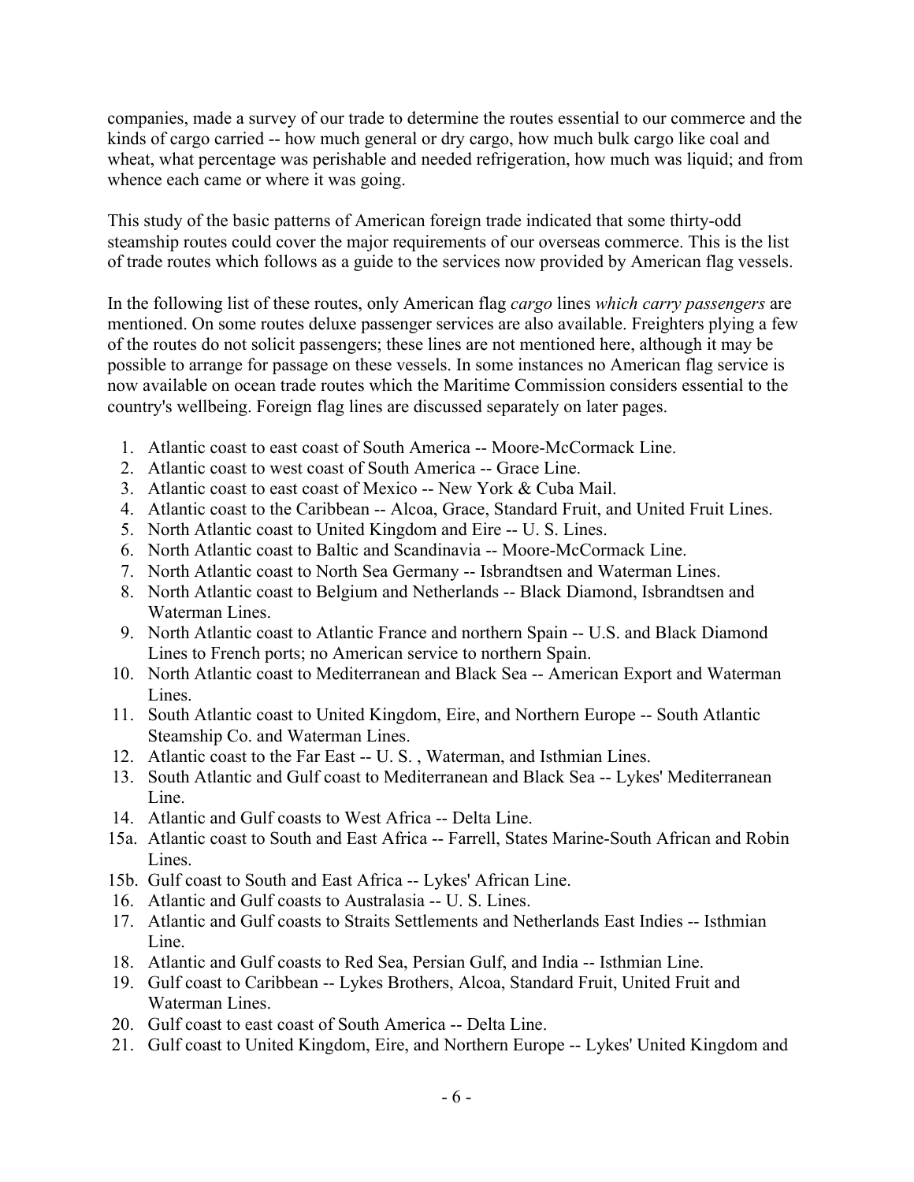companies, made a survey of our trade to determine the routes essential to our commerce and the kinds of cargo carried -- how much general or dry cargo, how much bulk cargo like coal and wheat, what percentage was perishable and needed refrigeration, how much was liquid; and from whence each came or where it was going.

This study of the basic patterns of American foreign trade indicated that some thirty-odd steamship routes could cover the major requirements of our overseas commerce. This is the list of trade routes which follows as a guide to the services now provided by American flag vessels.

In the following list of these routes, only American flag *cargo* lines *which carry passengers* are mentioned. On some routes deluxe passenger services are also available. Freighters plying a few of the routes do not solicit passengers; these lines are not mentioned here, although it may be possible to arrange for passage on these vessels. In some instances no American flag service is now available on ocean trade routes which the Maritime Commission considers essential to the country's wellbeing. Foreign flag lines are discussed separately on later pages.

1. Atlantic coast to east coast of South America -- Moore-McCormack Line.
2. Atlantic coast to west coast of South America -- Grace Line.
3. Atlantic coast to east coast of Mexico -- New York & Cuba Mail.
4. Atlantic coast to the Caribbean -- Alcoa, Grace, Standard Fruit, and United Fruit Lines.
5. North Atlantic coast to United Kingdom and Eire -- U. S. Lines.
6. North Atlantic coast to Baltic and Scandinavia -- Moore-McCormack Line.
7. North Atlantic coast to North Sea Germany -- Isbrandtsen and Waterman Lines.
8. North Atlantic coast to Belgium and Netherlands -- Black Diamond, Isbrandtsen and Waterman Lines.
9. North Atlantic coast to Atlantic France and northern Spain -- U.S. and Black Diamond Lines to French ports; no American service to northern Spain.
10. North Atlantic coast to Mediterranean and Black Sea -- American Export and Waterman Lines.
11. South Atlantic coast to United Kingdom, Eire, and Northern Europe -- South Atlantic Steamship Co. and Waterman Lines.
12. Atlantic coast to the Far East -- U. S. , Waterman, and Isthmian Lines.
13. South Atlantic and Gulf coast to Mediterranean and Black Sea -- Lykes' Mediterranean Line.
14. Atlantic and Gulf coasts to West Africa -- Delta Line.

15a. Atlantic coast to South and East Africa -- Farrell, States Marine-South African and Robin Lines.

15b. Gulf coast to South and East Africa -- Lykes' African Line.

16. Atlantic and Gulf coasts to Australasia -- U. S. Lines.
17. Atlantic and Gulf coasts to Straits Settlements and Netherlands East Indies -- Isthmian Line.
18. Atlantic and Gulf coasts to Red Sea, Persian Gulf, and India -- Isthmian Line.
19. Gulf coast to Caribbean -- Lykes Brothers, Alcoa, Standard Fruit, United Fruit and Waterman Lines.
20. Gulf coast to east coast of South America -- Delta Line.
21. Gulf coast to United Kingdom, Eire, and Northern Europe -- Lykes' United Kingdom and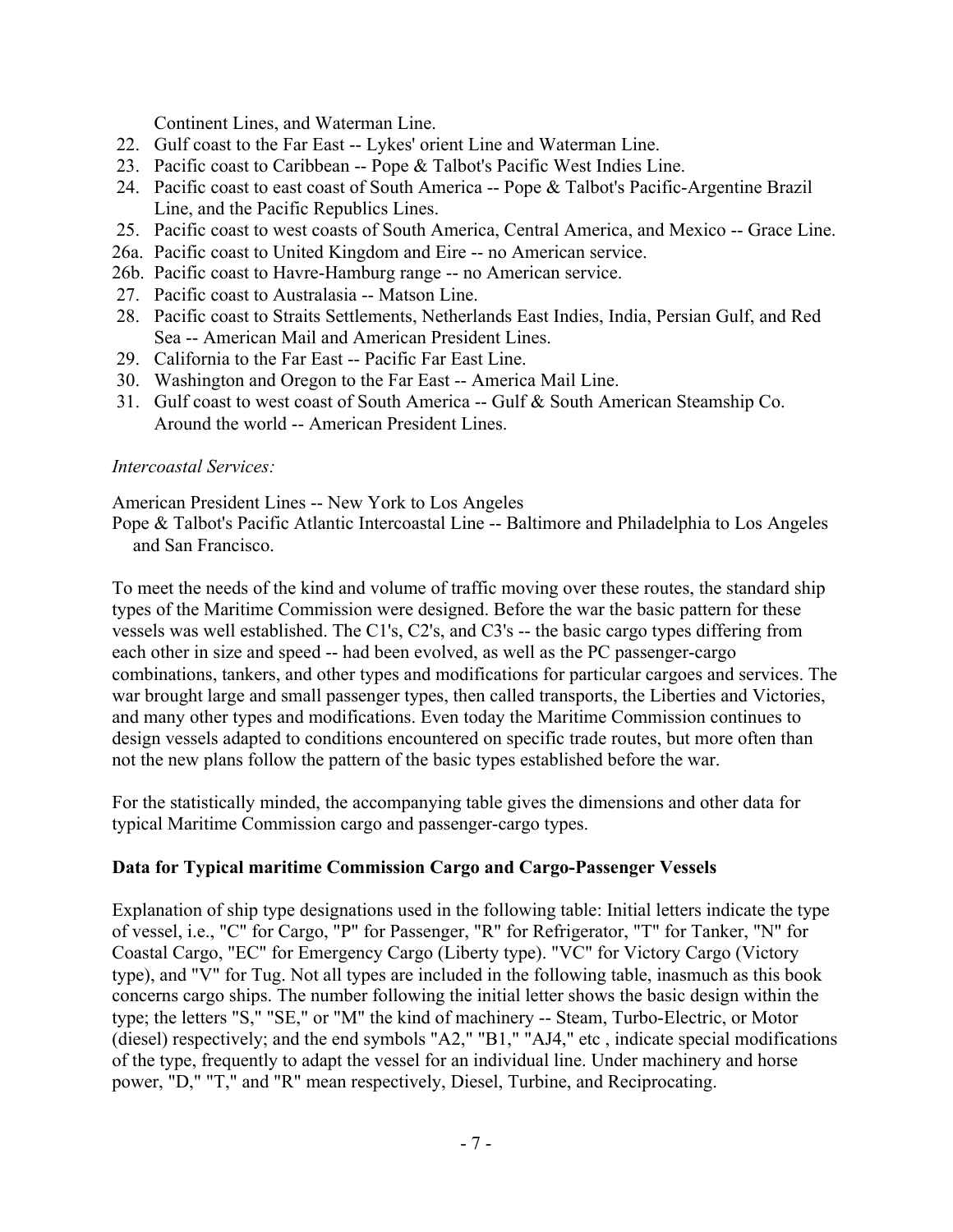Continent Lines, and Waterman Line.

22. Gulf coast to the Far East -- Lykes' orient Line and Waterman Line.
23. Pacific coast to Caribbean -- Pope & Talbot's Pacific West Indies Line.
24. Pacific coast to east coast of South America -- Pope & Talbot's Pacific-Argentine Brazil Line, and the Pacific Republics Lines.
25. Pacific coast to west coasts of South America, Central America, and Mexico -- Grace Line.

26a. Pacific coast to United Kingdom and Eire -- no American service.

26b. Pacific coast to Havre-Hamburg range -- no American service.

27. Pacific coast to Australasia -- Matson Line.
28. Pacific coast to Straits Settlements, Netherlands East Indies, India, Persian Gulf, and Red Sea -- American Mail and American President Lines.
29. California to the Far East -- Pacific Far East Line.
30. Washington and Oregon to the Far East -- America Mail Line.
31. Gulf coast to west coast of South America -- Gulf & South American Steamship Co.
    Around the world -- American President Lines.

*Intercoastal Services:*

American President Lines -- New York to Los Angeles

Pope & Talbot's Pacific Atlantic Intercoastal Line -- Baltimore and Philadelphia to Los Angeles and San Francisco.

To meet the needs of the kind and volume of traffic moving over these routes, the standard ship types of the Maritime Commission were designed. Before the war the basic pattern for these vessels was well established. The C1's, C2's, and C3's -- the basic cargo types differing from each other in size and speed -- had been evolved, as well as the PC passenger-cargo combinations, tankers, and other types and modifications for particular cargoes and services. The war brought large and small passenger types, then called transports, the Liberties and Victories, and many other types and modifications. Even today the Maritime Commission continues to design vessels adapted to conditions encountered on specific trade routes, but more often than not the new plans follow the pattern of the basic types established before the war.

For the statistically minded, the accompanying table gives the dimensions and other data for typical Maritime Commission cargo and passenger-cargo types.

**Data for Typical maritime Commission Cargo and Cargo-Passenger Vessels**

Explanation of ship type designations used in the following table: Initial letters indicate the type of vessel, i.e., "C" for Cargo, "P" for Passenger, "R" for Refrigerator, "T" for Tanker, "N" for Coastal Cargo, "EC" for Emergency Cargo (Liberty type). "VC" for Victory Cargo (Victory type), and "V" for Tug. Not all types are included in the following table, inasmuch as this book concerns cargo ships. The number following the initial letter shows the basic design within the type; the letters "S," "SE," or "M" the kind of machinery -- Steam, Turbo-Electric, or Motor (diesel) respectively; and the end symbols "A2," "B1," "AJ4," etc , indicate special modifications of the type, frequently to adapt the vessel for an individual line. Under machinery and horse power, "D," "T," and "R" mean respectively, Diesel, Turbine, and Reciprocating.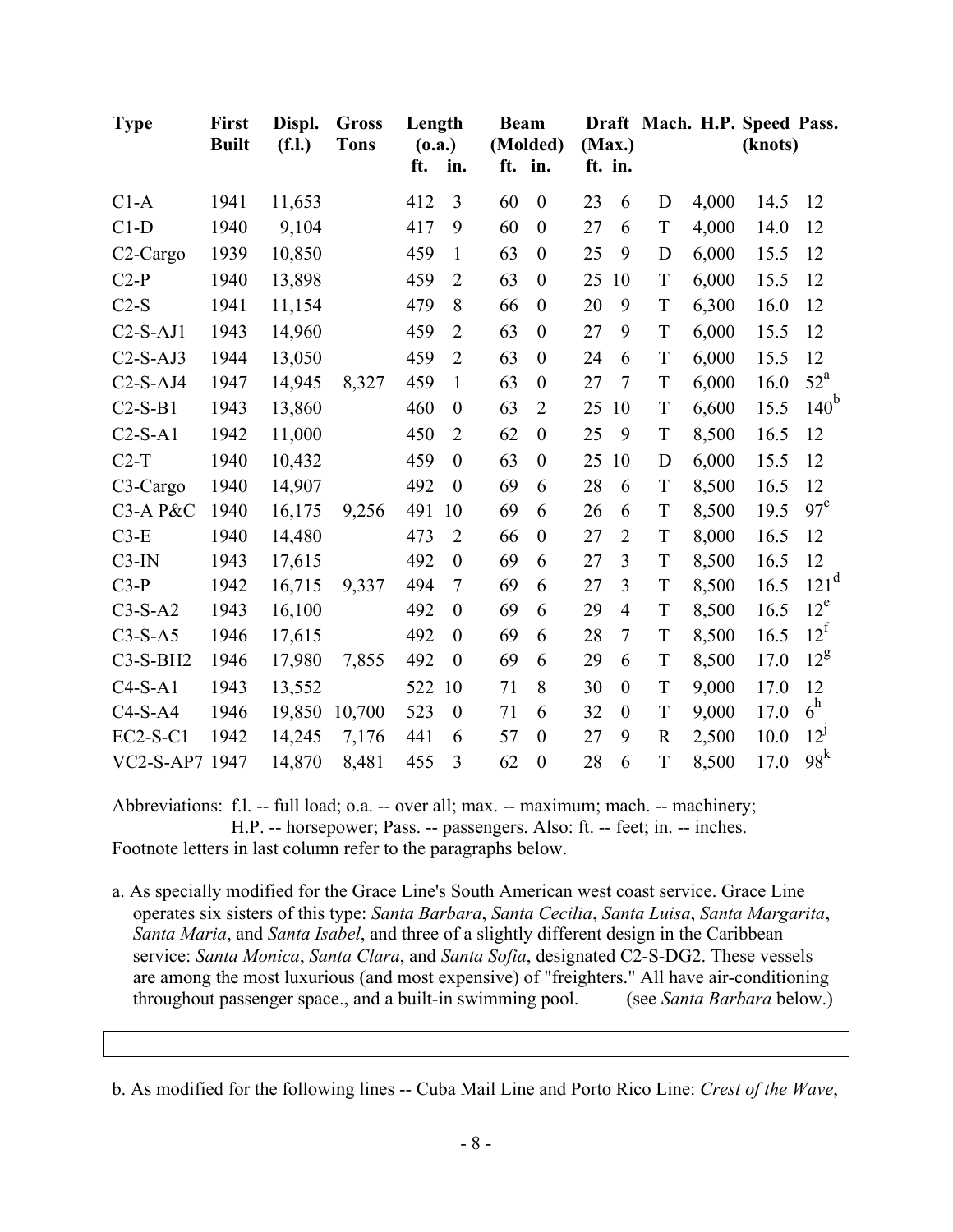| Type | First Built | Displ. (f.l.) | Gross Tons | Length (o.a.) | | Beam (Molded) | | Draft (Max.) | | Mach. | H.P. | Speed (knots) | Pass. |
|---|---|---|---|---|---|---|---|---|---|---|---|---|---|
| | | | | ft. | in. | ft. | in. | ft. | in. | | | | |
| C1-A | 1941 | 11,653 | | 412 | 3 | 60 | 0 | 23 | 6 | D | 4,000 | 14.5 | 12 |
| C1-D | 1940 | 9,104 | | 417 | 9 | 60 | 0 | 27 | 6 | T | 4,000 | 14.0 | 12 |
| C2-Cargo | 1939 | 10,850 | | 459 | 1 | 63 | 0 | 25 | 9 | D | 6,000 | 15.5 | 12 |
| C2-P | 1940 | 13,898 | | 459 | 2 | 63 | 0 | 25 | 10 | T | 6,000 | 15.5 | 12 |
| C2-S | 1941 | 11,154 | | 479 | 8 | 66 | 0 | 20 | 9 | T | 6,300 | 16.0 | 12 |
| C2-S-AJ1 | 1943 | 14,960 | | 459 | 2 | 63 | 0 | 27 | 9 | T | 6,000 | 15.5 | 12 |
| C2-S-AJ3 | 1944 | 13,050 | | 459 | 2 | 63 | 0 | 24 | 6 | T | 6,000 | 15.5 | 12 |
| C2-S-AJ4 | 1947 | 14,945 | 8,327 | 459 | 1 | 63 | 0 | 27 | 7 | T | 6,000 | 16.0 | 52[a] |
| C2-S-B1 | 1943 | 13,860 | | 460 | 0 | 63 | 2 | 25 | 10 | T | 6,600 | 15.5 | 140[b] |
| C2-S-A1 | 1942 | 11,000 | | 450 | 2 | 62 | 0 | 25 | 9 | T | 8,500 | 16.5 | 12 |
| C2-T | 1940 | 10,432 | | 459 | 0 | 63 | 0 | 25 | 10 | D | 6,000 | 15.5 | 12 |
| C3-Cargo | 1940 | 14,907 | | 492 | 0 | 69 | 6 | 28 | 6 | T | 8,500 | 16.5 | 12 |
| C3-A P&C | 1940 | 16,175 | 9,256 | 491 | 10 | 69 | 6 | 26 | 6 | T | 8,500 | 19.5 | 97[c] |
| C3-E | 1940 | 14,480 | | 473 | 2 | 66 | 0 | 27 | 2 | T | 8,000 | 16.5 | 12 |
| C3-IN | 1943 | 17,615 | | 492 | 0 | 69 | 6 | 27 | 3 | T | 8,500 | 16.5 | 12 |
| C3-P | 1942 | 16,715 | 9,337 | 494 | 7 | 69 | 6 | 27 | 3 | T | 8,500 | 16.5 | 121[d] |
| C3-S-A2 | 1943 | 16,100 | | 492 | 0 | 69 | 6 | 29 | 4 | T | 8,500 | 16.5 | 12[e] |
| C3-S-A5 | 1946 | 17,615 | | 492 | 0 | 69 | 6 | 28 | 7 | T | 8,500 | 16.5 | 12[f] |
| C3-S-BH2 | 1946 | 17,980 | 7,855 | 492 | 0 | 69 | 6 | 29 | 6 | T | 8,500 | 17.0 | 12[g] |
| C4-S-A1 | 1943 | 13,552 | | 522 | 10 | 71 | 8 | 30 | 0 | T | 9,000 | 17.0 | 12 |
| C4-S-A4 | 1946 | 19,850 | 10,700 | 523 | 0 | 71 | 6 | 32 | 0 | T | 9,000 | 17.0 | 6[h] |
| EC2-S-C1 | 1942 | 14,245 | 7,176 | 441 | 6 | 57 | 0 | 27 | 9 | R | 2,500 | 10.0 | 12[j] |
| VC2-S-AP7 | 1947 | 14,870 | 8,481 | 455 | 3 | 62 | 0 | 28 | 6 | T | 8,500 | 17.0 | 98[k] |

Abbreviations: f.l. -- full load; o.a. -- over all; max. -- maximum; mach. -- machinery; H.P. -- horsepower; Pass. -- passengers. Also: ft. -- feet; in. -- inches.
Footnote letters in last column refer to the paragraphs below.

a. As specially modified for the Grace Line's South American west coast service. Grace Line operates six sisters of this type: *Santa Barbara*, *Santa Cecilia*, *Santa Luisa*, *Santa Margarita*, *Santa Maria*, and *Santa Isabel*, and three of a slightly different design in the Caribbean service: *Santa Monica*, *Santa Clara*, and *Santa Sofia*, designated C2-S-DG2. These vessels are among the most luxurious (and most expensive) of "freighters." All have air-conditioning throughout passenger space., and a built-in swimming pool. (see *Santa Barbara* below.)

b. As modified for the following lines -- Cuba Mail Line and Porto Rico Line: *Crest of the Wave*,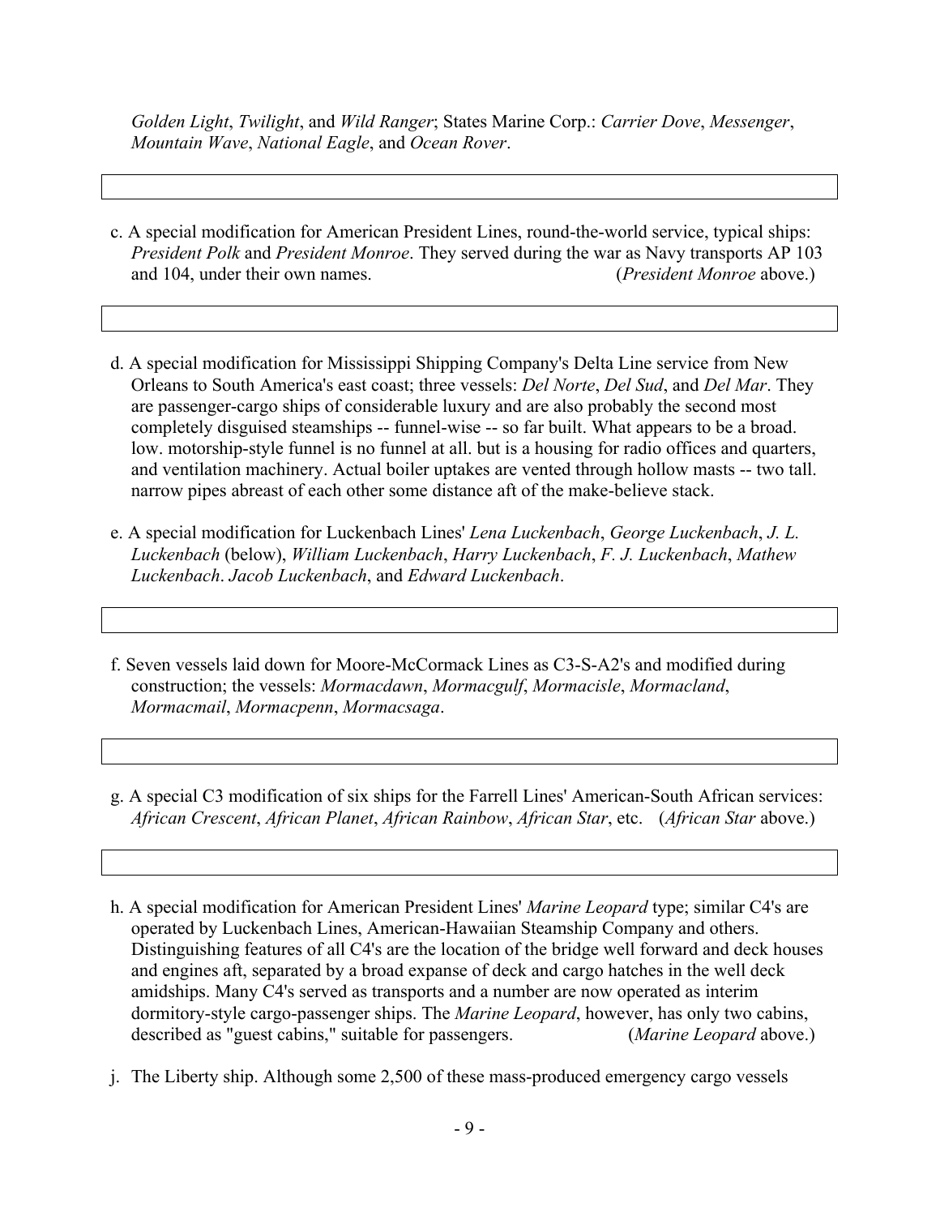*Golden Light*, *Twilight*, and *Wild Ranger*; States Marine Corp.: *Carrier Dove*, *Messenger*, *Mountain Wave*, *National Eagle*, and *Ocean Rover*.

c. A special modification for American President Lines, round-the-world service, typical ships: *President Polk* and *President Monroe*. They served during the war as Navy transports AP 103 and 104, under their own names. (*President Monroe* above.)

d. A special modification for Mississippi Shipping Company's Delta Line service from New Orleans to South America's east coast; three vessels: *Del Norte*, *Del Sud*, and *Del Mar*. They are passenger-cargo ships of considerable luxury and are also probably the second most completely disguised steamships -- funnel-wise -- so far built. What appears to be a broad. low. motorship-style funnel is no funnel at all. but is a housing for radio offices and quarters, and ventilation machinery. Actual boiler uptakes are vented through hollow masts -- two tall. narrow pipes abreast of each other some distance aft of the make-believe stack.

e. A special modification for Luckenbach Lines' *Lena Luckenbach*, *George Luckenbach*, *J. L. Luckenbach* (below), *William Luckenbach*, *Harry Luckenbach*, *F. J. Luckenbach*, *Mathew Luckenbach*. *Jacob Luckenbach*, and *Edward Luckenbach*.

f. Seven vessels laid down for Moore-McCormack Lines as C3-S-A2's and modified during construction; the vessels: *Mormacdawn*, *Mormacgulf*, *Mormacisle*, *Mormacland*, *Mormacmail*, *Mormacpenn*, *Mormacsaga*.

g. A special C3 modification of six ships for the Farrell Lines' American-South African services: *African Crescent*, *African Planet*, *African Rainbow*, *African Star*, etc. (*African Star* above.)

h. A special modification for American President Lines' *Marine Leopard* type; similar C4's are operated by Luckenbach Lines, American-Hawaiian Steamship Company and others. Distinguishing features of all C4's are the location of the bridge well forward and deck houses and engines aft, separated by a broad expanse of deck and cargo hatches in the well deck amidships. Many C4's served as transports and a number are now operated as interim dormitory-style cargo-passenger ships. The *Marine Leopard*, however, has only two cabins, described as "guest cabins," suitable for passengers. (*Marine Leopard* above.)

j. The Liberty ship. Although some 2,500 of these mass-produced emergency cargo vessels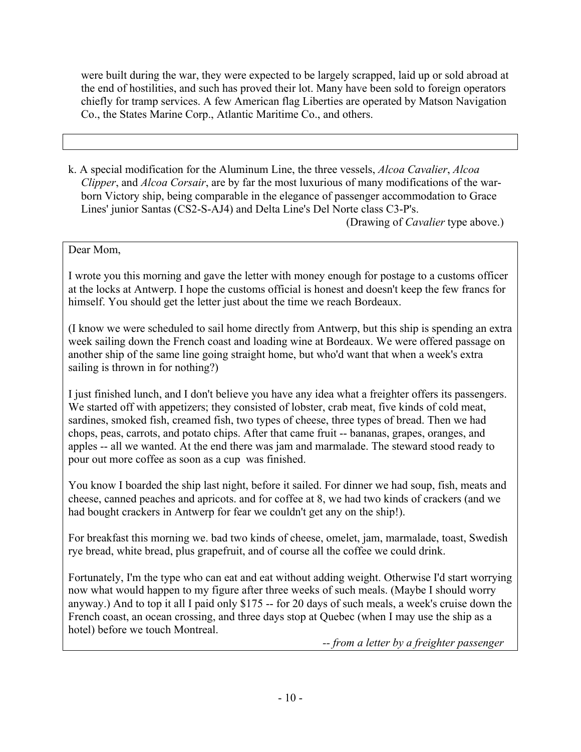were built during the war, they were expected to be largely scrapped, laid up or sold abroad at the end of hostilities, and such has proved their lot. Many have been sold to foreign operators chiefly for tramp services. A few American flag Liberties are operated by Matson Navigation Co., the States Marine Corp., Atlantic Maritime Co., and others.

k. A special modification for the Aluminum Line, the three vessels, *Alcoa Cavalier*, *Alcoa Clipper*, and *Alcoa Corsair*, are by far the most luxurious of many modifications of the war-born Victory ship, being comparable in the elegance of passenger accommodation to Grace Lines' junior Santas (CS2-S-AJ4) and Delta Line's Del Norte class C3-P's.

(Drawing of *Cavalier* type above.)

Dear Mom,

I wrote you this morning and gave the letter with money enough for postage to a customs officer at the locks at Antwerp. I hope the customs official is honest and doesn't keep the few francs for himself. You should get the letter just about the time we reach Bordeaux.

(I know we were scheduled to sail home directly from Antwerp, but this ship is spending an extra week sailing down the French coast and loading wine at Bordeaux. We were offered passage on another ship of the same line going straight home, but who'd want that when a week's extra sailing is thrown in for nothing?)

I just finished lunch, and I don't believe you have any idea what a freighter offers its passengers. We started off with appetizers; they consisted of lobster, crab meat, five kinds of cold meat, sardines, smoked fish, creamed fish, two types of cheese, three types of bread. Then we had chops, peas, carrots, and potato chips. After that came fruit -- bananas, grapes, oranges, and apples -- all we wanted. At the end there was jam and marmalade. The steward stood ready to pour out more coffee as soon as a cup was finished.

You know I boarded the ship last night, before it sailed. For dinner we had soup, fish, meats and cheese, canned peaches and apricots. and for coffee at 8, we had two kinds of crackers (and we had bought crackers in Antwerp for fear we couldn't get any on the ship!).

For breakfast this morning we. bad two kinds of cheese, omelet, jam, marmalade, toast, Swedish rye bread, white bread, plus grapefruit, and of course all the coffee we could drink.

Fortunately, I'm the type who can eat and eat without adding weight. Otherwise I'd start worrying now what would happen to my figure after three weeks of such meals. (Maybe I should worry anyway.) And to top it all I paid only $175 -- for 20 days of such meals, a week's cruise down the French coast, an ocean crossing, and three days stop at Quebec (when I may use the ship as a hotel) before we touch Montreal.

*-- from a letter by a freighter passenger*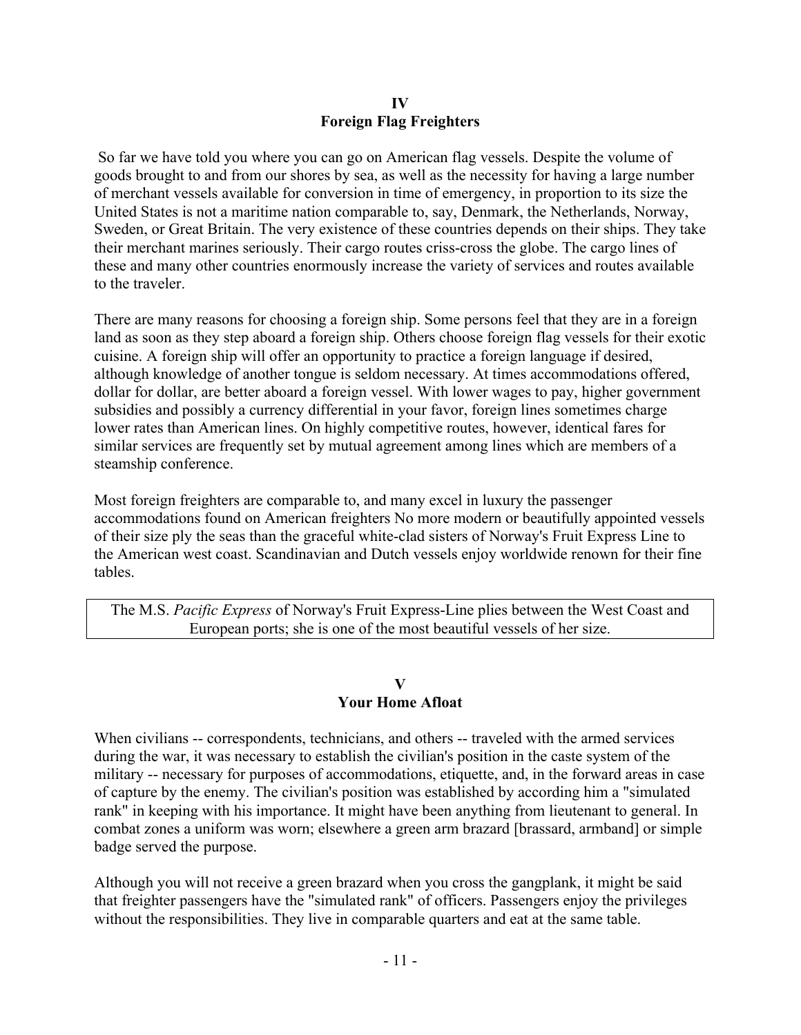## IV
## Foreign Flag Freighters

So far we have told you where you can go on American flag vessels. Despite the volume of goods brought to and from our shores by sea, as well as the necessity for having a large number of merchant vessels available for conversion in time of emergency, in proportion to its size the United States is not a maritime nation comparable to, say, Denmark, the Netherlands, Norway, Sweden, or Great Britain. The very existence of these countries depends on their ships. They take their merchant marines seriously. Their cargo routes criss-cross the globe. The cargo lines of these and many other countries enormously increase the variety of services and routes available to the traveler.

There are many reasons for choosing a foreign ship. Some persons feel that they are in a foreign land as soon as they step aboard a foreign ship. Others choose foreign flag vessels for their exotic cuisine. A foreign ship will offer an opportunity to practice a foreign language if desired, although knowledge of another tongue is seldom necessary. At times accommodations offered, dollar for dollar, are better aboard a foreign vessel. With lower wages to pay, higher government subsidies and possibly a currency differential in your favor, foreign lines sometimes charge lower rates than American lines. On highly competitive routes, however, identical fares for similar services are frequently set by mutual agreement among lines which are members of a steamship conference.

Most foreign freighters are comparable to, and many excel in luxury the passenger accommodations found on American freighters No more modern or beautifully appointed vessels of their size ply the seas than the graceful white-clad sisters of Norway's Fruit Express Line to the American west coast. Scandinavian and Dutch vessels enjoy worldwide renown for their fine tables.

The M.S. *Pacific Express* of Norway's Fruit Express-Line plies between the West Coast and European ports; she is one of the most beautiful vessels of her size.

## V
## Your Home Afloat

When civilians -- correspondents, technicians, and others -- traveled with the armed services during the war, it was necessary to establish the civilian's position in the caste system of the military -- necessary for purposes of accommodations, etiquette, and, in the forward areas in case of capture by the enemy. The civilian's position was established by according him a "simulated rank" in keeping with his importance. It might have been anything from lieutenant to general. In combat zones a uniform was worn; elsewhere a green arm brazard [brassard, armband] or simple badge served the purpose.

Although you will not receive a green brazard when you cross the gangplank, it might be said that freighter passengers have the "simulated rank" of officers. Passengers enjoy the privileges without the responsibilities. They live in comparable quarters and eat at the same table.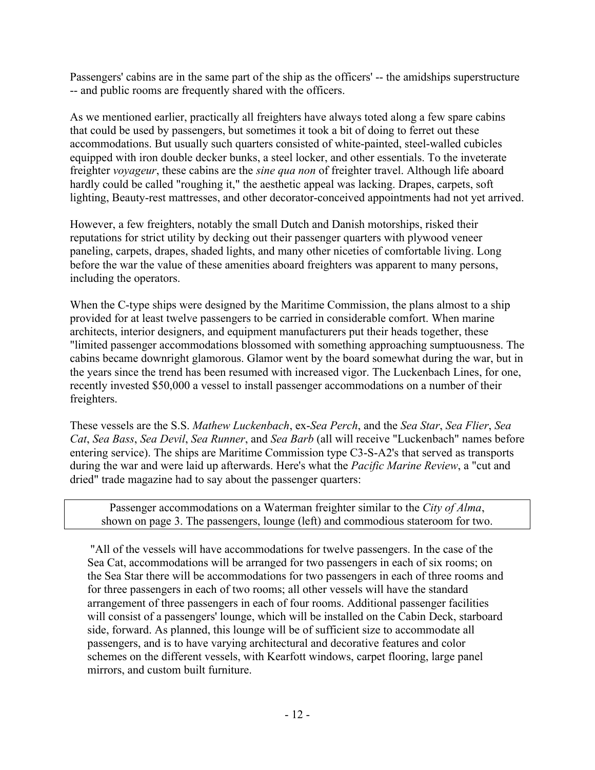Passengers' cabins are in the same part of the ship as the officers' -- the amidships superstructure -- and public rooms are frequently shared with the officers.

As we mentioned earlier, practically all freighters have always toted along a few spare cabins that could be used by passengers, but sometimes it took a bit of doing to ferret out these accommodations. But usually such quarters consisted of white-painted, steel-walled cubicles equipped with iron double decker bunks, a steel locker, and other essentials. To the inveterate freighter *voyageur*, these cabins are the *sine qua non* of freighter travel. Although life aboard hardly could be called "roughing it," the aesthetic appeal was lacking. Drapes, carpets, soft lighting, Beauty-rest mattresses, and other decorator-conceived appointments had not yet arrived.

However, a few freighters, notably the small Dutch and Danish motorships, risked their reputations for strict utility by decking out their passenger quarters with plywood veneer paneling, carpets, drapes, shaded lights, and many other niceties of comfortable living. Long before the war the value of these amenities aboard freighters was apparent to many persons, including the operators.

When the C-type ships were designed by the Maritime Commission, the plans almost to a ship provided for at least twelve passengers to be carried in considerable comfort. When marine architects, interior designers, and equipment manufacturers put their heads together, these "limited passenger accommodations blossomed with something approaching sumptuousness. The cabins became downright glamorous. Glamor went by the board somewhat during the war, but in the years since the trend has been resumed with increased vigor. The Luckenbach Lines, for one, recently invested $50,000 a vessel to install passenger accommodations on a number of their freighters.

These vessels are the S.S. *Mathew Luckenbach*, ex-*Sea Perch*, and the *Sea Star*, *Sea Flier*, *Sea Cat*, *Sea Bass*, *Sea Devil*, *Sea Runner*, and *Sea Barb* (all will receive "Luckenbach" names before entering service). The ships are Maritime Commission type C3-S-A2's that served as transports during the war and were laid up afterwards. Here's what the *Pacific Marine Review*, a "cut and dried" trade magazine had to say about the passenger quarters:

Passenger accommodations on a Waterman freighter similar to the *City of Alma*, shown on page 3. The passengers, lounge (left) and commodious stateroom for two.

> "All of the vessels will have accommodations for twelve passengers. In the case of the Sea Cat, accommodations will be arranged for two passengers in each of six rooms; on the Sea Star there will be accommodations for two passengers in each of three rooms and for three passengers in each of two rooms; all other vessels will have the standard arrangement of three passengers in each of four rooms. Additional passenger facilities will consist of a passengers' lounge, which will be installed on the Cabin Deck, starboard side, forward. As planned, this lounge will be of sufficient size to accommodate all passengers, and is to have varying architectural and decorative features and color schemes on the different vessels, with Kearfott windows, carpet flooring, large panel mirrors, and custom built furniture.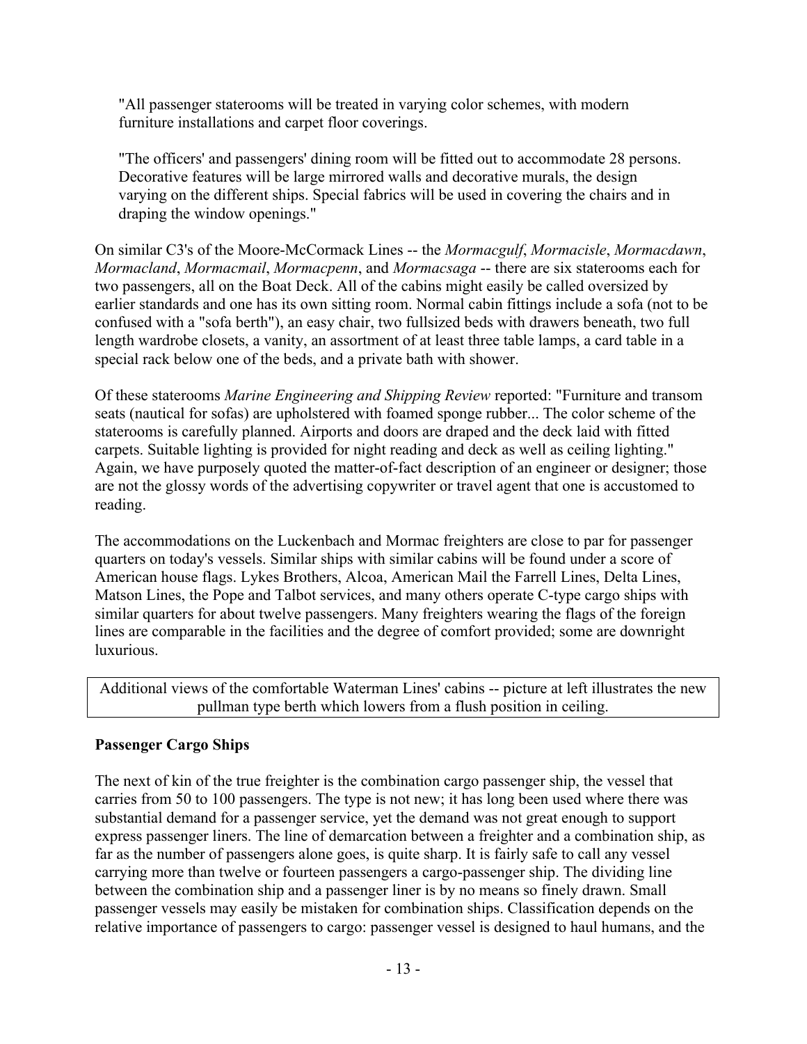"All passenger staterooms will be treated in varying color schemes, with modern furniture installations and carpet floor coverings.

"The officers' and passengers' dining room will be fitted out to accommodate 28 persons. Decorative features will be large mirrored walls and decorative murals, the design varying on the different ships. Special fabrics will be used in covering the chairs and in draping the window openings."

On similar C3's of the Moore-McCormack Lines -- the *Mormacgulf*, *Mormacisle*, *Mormacdawn*, *Mormacland*, *Mormacmail*, *Mormacpenn*, and *Mormacsaga* -- there are six staterooms each for two passengers, all on the Boat Deck. All of the cabins might easily be called oversized by earlier standards and one has its own sitting room. Normal cabin fittings include a sofa (not to be confused with a "sofa berth"), an easy chair, two fullsized beds with drawers beneath, two full length wardrobe closets, a vanity, an assortment of at least three table lamps, a card table in a special rack below one of the beds, and a private bath with shower.

Of these staterooms *Marine Engineering and Shipping Review* reported: "Furniture and transom seats (nautical for sofas) are upholstered with foamed sponge rubber... The color scheme of the staterooms is carefully planned. Airports and doors are draped and the deck laid with fitted carpets. Suitable lighting is provided for night reading and deck as well as ceiling lighting." Again, we have purposely quoted the matter-of-fact description of an engineer or designer; those are not the glossy words of the advertising copywriter or travel agent that one is accustomed to reading.

The accommodations on the Luckenbach and Mormac freighters are close to par for passenger quarters on today's vessels. Similar ships with similar cabins will be found under a score of American house flags. Lykes Brothers, Alcoa, American Mail the Farrell Lines, Delta Lines, Matson Lines, the Pope and Talbot services, and many others operate C-type cargo ships with similar quarters for about twelve passengers. Many freighters wearing the flags of the foreign lines are comparable in the facilities and the degree of comfort provided; some are downright luxurious.

Additional views of the comfortable Waterman Lines' cabins -- picture at left illustrates the new pullman type berth which lowers from a flush position in ceiling.

**Passenger Cargo Ships**

The next of kin of the true freighter is the combination cargo passenger ship, the vessel that carries from 50 to 100 passengers. The type is not new; it has long been used where there was substantial demand for a passenger service, yet the demand was not great enough to support express passenger liners. The line of demarcation between a freighter and a combination ship, as far as the number of passengers alone goes, is quite sharp. It is fairly safe to call any vessel carrying more than twelve or fourteen passengers a cargo-passenger ship. The dividing line between the combination ship and a passenger liner is by no means so finely drawn. Small passenger vessels may easily be mistaken for combination ships. Classification depends on the relative importance of passengers to cargo: passenger vessel is designed to haul humans, and the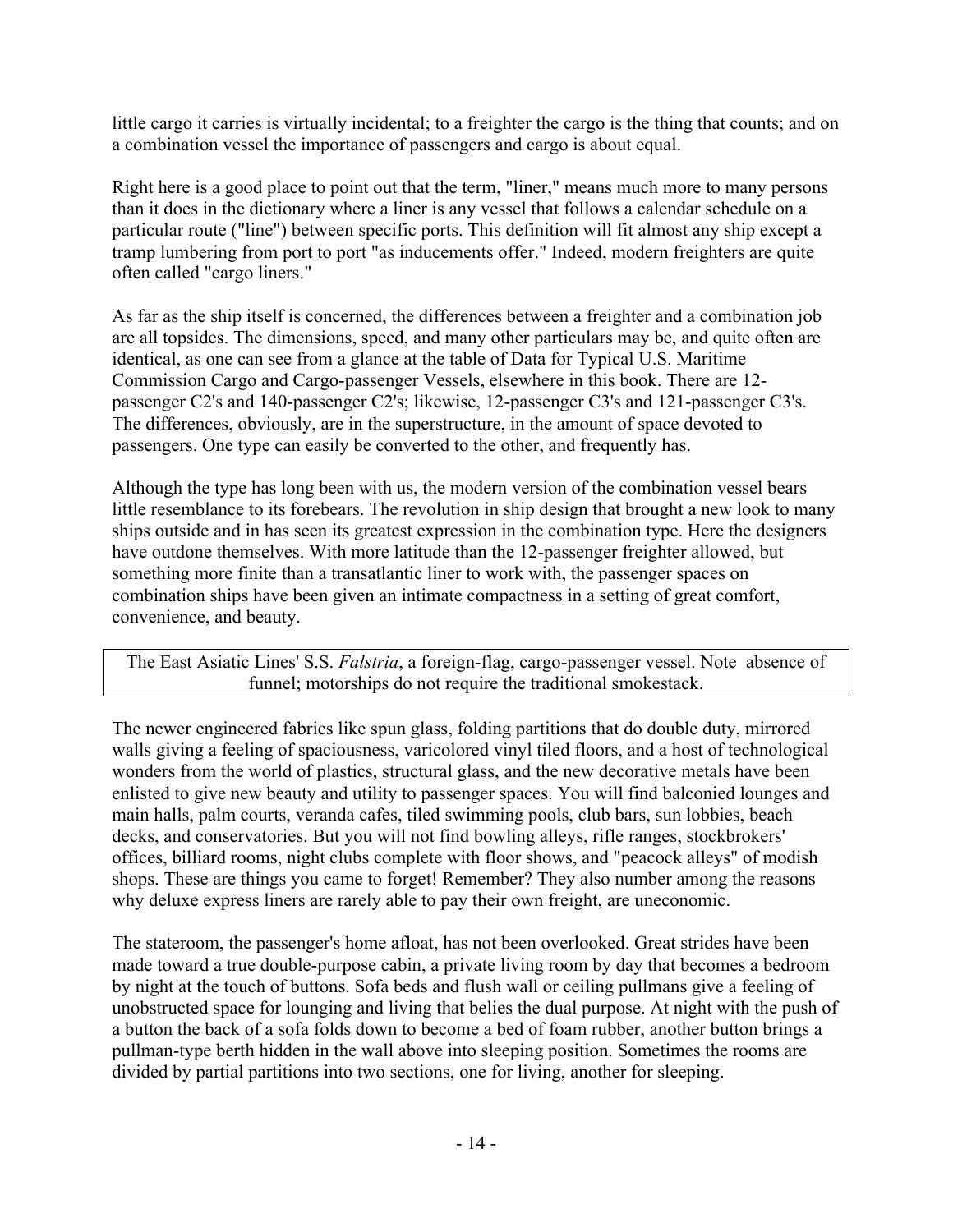little cargo it carries is virtually incidental; to a freighter the cargo is the thing that counts; and on a combination vessel the importance of passengers and cargo is about equal.

Right here is a good place to point out that the term, "liner," means much more to many persons than it does in the dictionary where a liner is any vessel that follows a calendar schedule on a particular route ("line") between specific ports. This definition will fit almost any ship except a tramp lumbering from port to port "as inducements offer." Indeed, modern freighters are quite often called "cargo liners."

As far as the ship itself is concerned, the differences between a freighter and a combination job are all topsides. The dimensions, speed, and many other particulars may be, and quite often are identical, as one can see from a glance at the table of Data for Typical U.S. Maritime Commission Cargo and Cargo-passenger Vessels, elsewhere in this book. There are 12-passenger C2's and 140-passenger C2's; likewise, 12-passenger C3's and 121-passenger C3's. The differences, obviously, are in the superstructure, in the amount of space devoted to passengers. One type can easily be converted to the other, and frequently has.

Although the type has long been with us, the modern version of the combination vessel bears little resemblance to its forebears. The revolution in ship design that brought a new look to many ships outside and in has seen its greatest expression in the combination type. Here the designers have outdone themselves. With more latitude than the 12-passenger freighter allowed, but something more finite than a transatlantic liner to work with, the passenger spaces on combination ships have been given an intimate compactness in a setting of great comfort, convenience, and beauty.

The East Asiatic Lines' S.S. *Falstria*, a foreign-flag, cargo-passenger vessel. Note absence of funnel; motorships do not require the traditional smokestack.

The newer engineered fabrics like spun glass, folding partitions that do double duty, mirrored walls giving a feeling of spaciousness, varicolored vinyl tiled floors, and a host of technological wonders from the world of plastics, structural glass, and the new decorative metals have been enlisted to give new beauty and utility to passenger spaces. You will find balconied lounges and main halls, palm courts, veranda cafes, tiled swimming pools, club bars, sun lobbies, beach decks, and conservatories. But you will not find bowling alleys, rifle ranges, stockbrokers' offices, billiard rooms, night clubs complete with floor shows, and "peacock alleys" of modish shops. These are things you came to forget! Remember? They also number among the reasons why deluxe express liners are rarely able to pay their own freight, are uneconomic.

The stateroom, the passenger's home afloat, has not been overlooked. Great strides have been made toward a true double-purpose cabin, a private living room by day that becomes a bedroom by night at the touch of buttons. Sofa beds and flush wall or ceiling pullmans give a feeling of unobstructed space for lounging and living that belies the dual purpose. At night with the push of a button the back of a sofa folds down to become a bed of foam rubber, another button brings a pullman-type berth hidden in the wall above into sleeping position. Sometimes the rooms are divided by partial partitions into two sections, one for living, another for sleeping.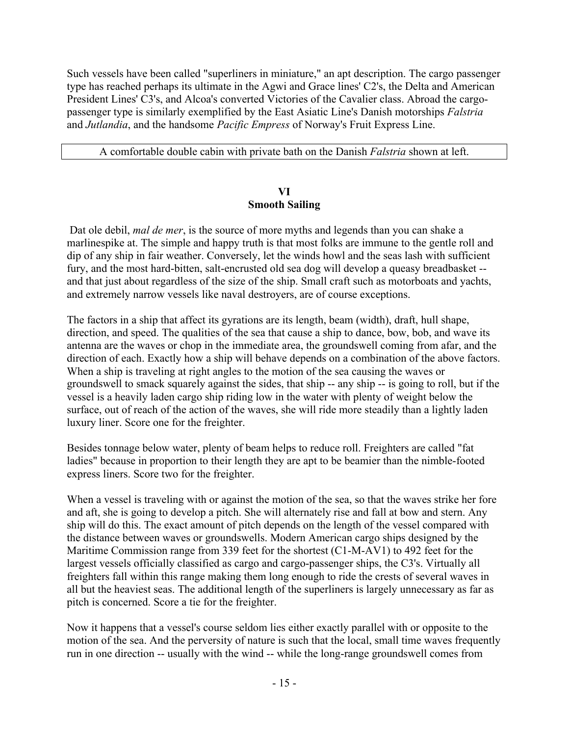Such vessels have been called "superliners in miniature," an apt description. The cargo passenger type has reached perhaps its ultimate in the Agwi and Grace lines' C2's, the Delta and American President Lines' C3's, and Alcoa's converted Victories of the Cavalier class. Abroad the cargo-passenger type is similarly exemplified by the East Asiatic Line's Danish motorships *Falstria* and *Jutlandia*, and the handsome *Pacific Empress* of Norway's Fruit Express Line.

A comfortable double cabin with private bath on the Danish *Falstria* shown at left.

## VI
## Smooth Sailing

Dat ole debil, *mal de mer*, is the source of more myths and legends than you can shake a marlinespike at. The simple and happy truth is that most folks are immune to the gentle roll and dip of any ship in fair weather. Conversely, let the winds howl and the seas lash with sufficient fury, and the most hard-bitten, salt-encrusted old sea dog will develop a queasy breadbasket -- and that just about regardless of the size of the ship. Small craft such as motorboats and yachts, and extremely narrow vessels like naval destroyers, are of course exceptions.

The factors in a ship that affect its gyrations are its length, beam (width), draft, hull shape, direction, and speed. The qualities of the sea that cause a ship to dance, bow, bob, and wave its antenna are the waves or chop in the immediate area, the groundswell coming from afar, and the direction of each. Exactly how a ship will behave depends on a combination of the above factors. When a ship is traveling at right angles to the motion of the sea causing the waves or groundswell to smack squarely against the sides, that ship -- any ship -- is going to roll, but if the vessel is a heavily laden cargo ship riding low in the water with plenty of weight below the surface, out of reach of the action of the waves, she will ride more steadily than a lightly laden luxury liner. Score one for the freighter.

Besides tonnage below water, plenty of beam helps to reduce roll. Freighters are called "fat ladies" because in proportion to their length they are apt to be beamier than the nimble-footed express liners. Score two for the freighter.

When a vessel is traveling with or against the motion of the sea, so that the waves strike her fore and aft, she is going to develop a pitch. She will alternately rise and fall at bow and stern. Any ship will do this. The exact amount of pitch depends on the length of the vessel compared with the distance between waves or groundswells. Modern American cargo ships designed by the Maritime Commission range from 339 feet for the shortest (C1-M-AV1) to 492 feet for the largest vessels officially classified as cargo and cargo-passenger ships, the C3's. Virtually all freighters fall within this range making them long enough to ride the crests of several waves in all but the heaviest seas. The additional length of the superliners is largely unnecessary as far as pitch is concerned. Score a tie for the freighter.

Now it happens that a vessel's course seldom lies either exactly parallel with or opposite to the motion of the sea. And the perversity of nature is such that the local, small time waves frequently run in one direction -- usually with the wind -- while the long-range groundswell comes from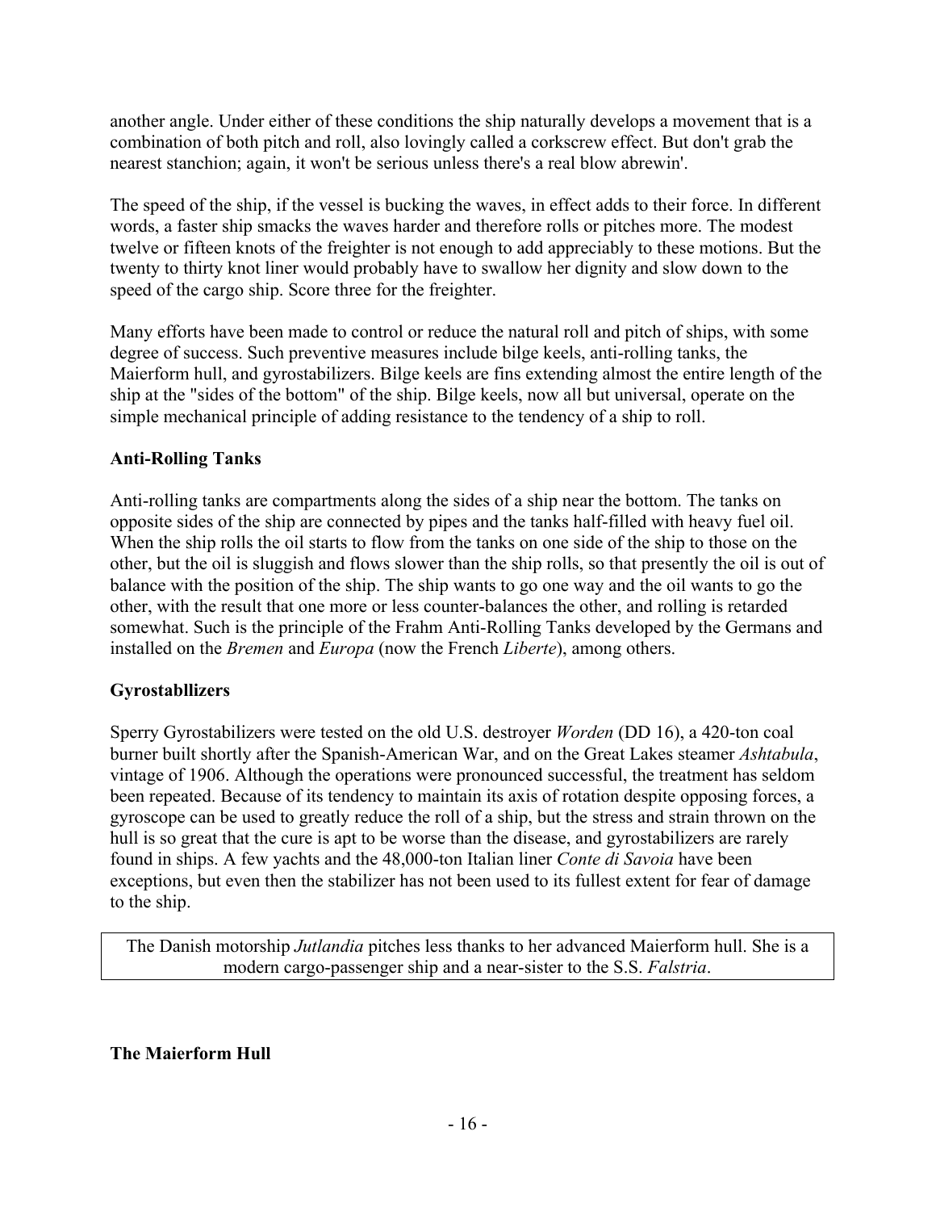another angle. Under either of these conditions the ship naturally develops a movement that is a combination of both pitch and roll, also lovingly called a corkscrew effect. But don't grab the nearest stanchion; again, it won't be serious unless there's a real blow abrewin'.

The speed of the ship, if the vessel is bucking the waves, in effect adds to their force. In different words, a faster ship smacks the waves harder and therefore rolls or pitches more. The modest twelve or fifteen knots of the freighter is not enough to add appreciably to these motions. But the twenty to thirty knot liner would probably have to swallow her dignity and slow down to the speed of the cargo ship. Score three for the freighter.

Many efforts have been made to control or reduce the natural roll and pitch of ships, with some degree of success. Such preventive measures include bilge keels, anti-rolling tanks, the Maierform hull, and gyrostabilizers. Bilge keels are fins extending almost the entire length of the ship at the "sides of the bottom" of the ship. Bilge keels, now all but universal, operate on the simple mechanical principle of adding resistance to the tendency of a ship to roll.

**Anti-Rolling Tanks**

Anti-rolling tanks are compartments along the sides of a ship near the bottom. The tanks on opposite sides of the ship are connected by pipes and the tanks half-filled with heavy fuel oil. When the ship rolls the oil starts to flow from the tanks on one side of the ship to those on the other, but the oil is sluggish and flows slower than the ship rolls, so that presently the oil is out of balance with the position of the ship. The ship wants to go one way and the oil wants to go the other, with the result that one more or less counter-balances the other, and rolling is retarded somewhat. Such is the principle of the Frahm Anti-Rolling Tanks developed by the Germans and installed on the *Bremen* and *Europa* (now the French *Liberte*), among others.

**Gyrostabllizers**

Sperry Gyrostabilizers were tested on the old U.S. destroyer *Worden* (DD 16), a 420-ton coal burner built shortly after the Spanish-American War, and on the Great Lakes steamer *Ashtabula*, vintage of 1906. Although the operations were pronounced successful, the treatment has seldom been repeated. Because of its tendency to maintain its axis of rotation despite opposing forces, a gyroscope can be used to greatly reduce the roll of a ship, but the stress and strain thrown on the hull is so great that the cure is apt to be worse than the disease, and gyrostabilizers are rarely found in ships. A few yachts and the 48,000-ton Italian liner *Conte di Savoia* have been exceptions, but even then the stabilizer has not been used to its fullest extent for fear of damage to the ship.

The Danish motorship *Jutlandia* pitches less thanks to her advanced Maierform hull. She is a modern cargo-passenger ship and a near-sister to the S.S. *Falstria*.

**The Maierform Hull**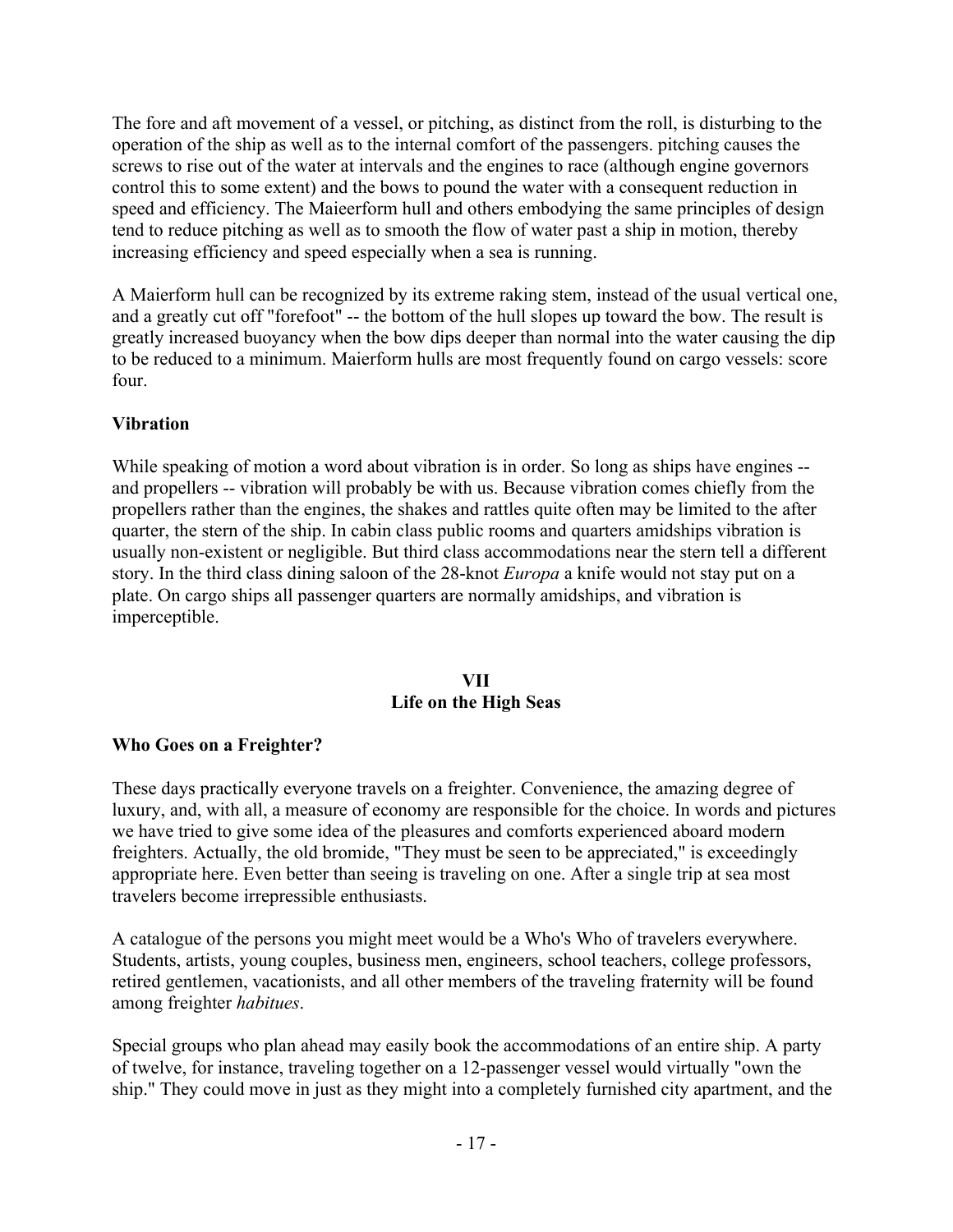The fore and aft movement of a vessel, or pitching, as distinct from the roll, is disturbing to the operation of the ship as well as to the internal comfort of the passengers. pitching causes the screws to rise out of the water at intervals and the engines to race (although engine governors control this to some extent) and the bows to pound the water with a consequent reduction in speed and efficiency. The Maieerform hull and others embodying the same principles of design tend to reduce pitching as well as to smooth the flow of water past a ship in motion, thereby increasing efficiency and speed especially when a sea is running.

A Maierform hull can be recognized by its extreme raking stem, instead of the usual vertical one, and a greatly cut off "forefoot" -- the bottom of the hull slopes up toward the bow. The result is greatly increased buoyancy when the bow dips deeper than normal into the water causing the dip to be reduced to a minimum. Maierform hulls are most frequently found on cargo vessels: score four.

### Vibration

While speaking of motion a word about vibration is in order. So long as ships have engines -- and propellers -- vibration will probably be with us. Because vibration comes chiefly from the propellers rather than the engines, the shakes and rattles quite often may be limited to the after quarter, the stern of the ship. In cabin class public rooms and quarters amidships vibration is usually non-existent or negligible. But third class accommodations near the stern tell a different story. In the third class dining saloon of the 28-knot *Europa* a knife would not stay put on a plate. On cargo ships all passenger quarters are normally amidships, and vibration is imperceptible.

## VII
## Life on the High Seas

### Who Goes on a Freighter?

These days practically everyone travels on a freighter. Convenience, the amazing degree of luxury, and, with all, a measure of economy are responsible for the choice. In words and pictures we have tried to give some idea of the pleasures and comforts experienced aboard modern freighters. Actually, the old bromide, "They must be seen to be appreciated," is exceedingly appropriate here. Even better than seeing is traveling on one. After a single trip at sea most travelers become irrepressible enthusiasts.

A catalogue of the persons you might meet would be a Who's Who of travelers everywhere. Students, artists, young couples, business men, engineers, school teachers, college professors, retired gentlemen, vacationists, and all other members of the traveling fraternity will be found among freighter *habitues*.

Special groups who plan ahead may easily book the accommodations of an entire ship. A party of twelve, for instance, traveling together on a 12-passenger vessel would virtually "own the ship." They could move in just as they might into a completely furnished city apartment, and the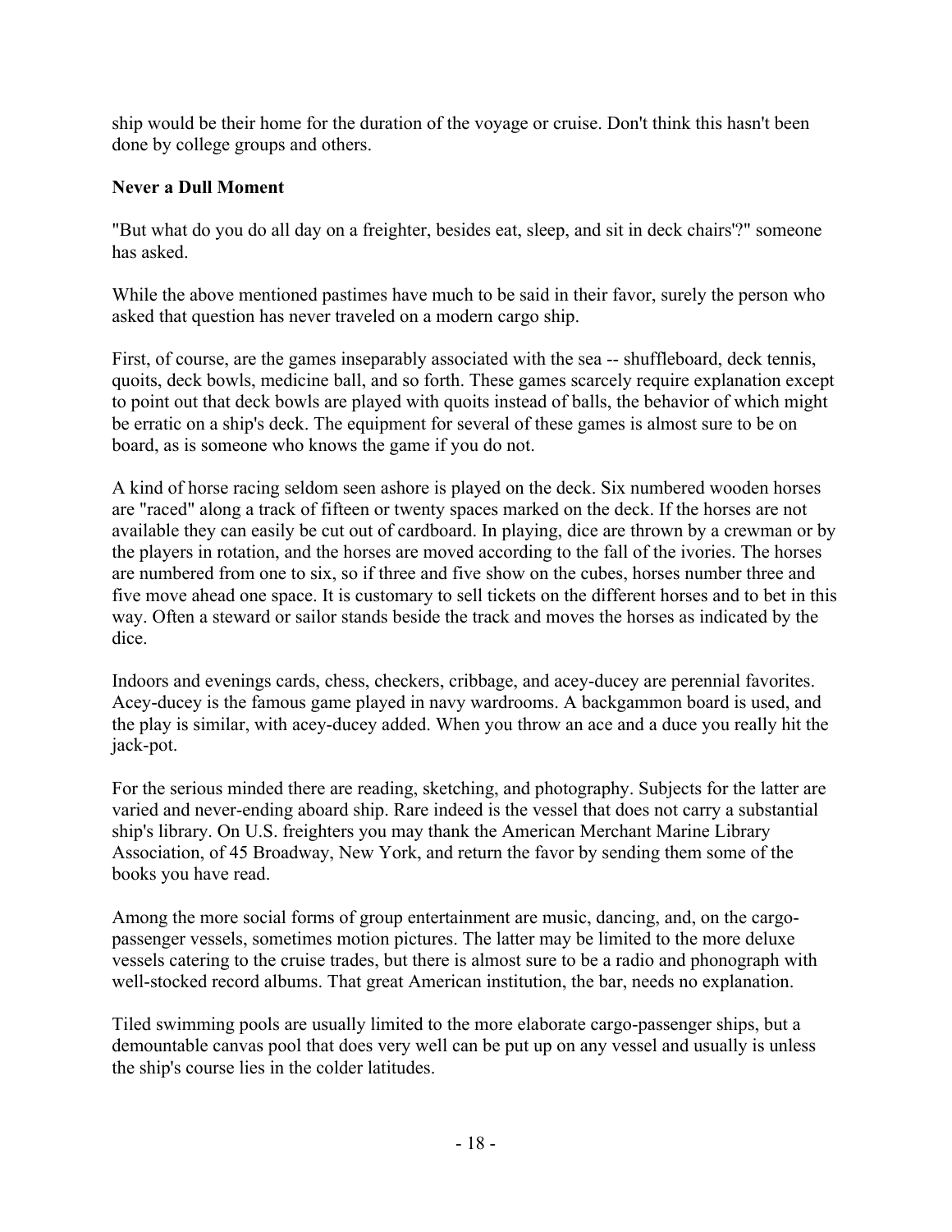ship would be their home for the duration of the voyage or cruise. Don't think this hasn't been done by college groups and others.

**Never a Dull Moment**

"But what do you do all day on a freighter, besides eat, sleep, and sit in deck chairs'?" someone has asked.

While the above mentioned pastimes have much to be said in their favor, surely the person who asked that question has never traveled on a modern cargo ship.

First, of course, are the games inseparably associated with the sea -- shuffleboard, deck tennis, quoits, deck bowls, medicine ball, and so forth. These games scarcely require explanation except to point out that deck bowls are played with quoits instead of balls, the behavior of which might be erratic on a ship's deck. The equipment for several of these games is almost sure to be on board, as is someone who knows the game if you do not.

A kind of horse racing seldom seen ashore is played on the deck. Six numbered wooden horses are "raced" along a track of fifteen or twenty spaces marked on the deck. If the horses are not available they can easily be cut out of cardboard. In playing, dice are thrown by a crewman or by the players in rotation, and the horses are moved according to the fall of the ivories. The horses are numbered from one to six, so if three and five show on the cubes, horses number three and five move ahead one space. It is customary to sell tickets on the different horses and to bet in this way. Often a steward or sailor stands beside the track and moves the horses as indicated by the dice.

Indoors and evenings cards, chess, checkers, cribbage, and acey-ducey are perennial favorites. Acey-ducey is the famous game played in navy wardrooms. A backgammon board is used, and the play is similar, with acey-ducey added. When you throw an ace and a duce you really hit the jack-pot.

For the serious minded there are reading, sketching, and photography. Subjects for the latter are varied and never-ending aboard ship. Rare indeed is the vessel that does not carry a substantial ship's library. On U.S. freighters you may thank the American Merchant Marine Library Association, of 45 Broadway, New York, and return the favor by sending them some of the books you have read.

Among the more social forms of group entertainment are music, dancing, and, on the cargo-passenger vessels, sometimes motion pictures. The latter may be limited to the more deluxe vessels catering to the cruise trades, but there is almost sure to be a radio and phonograph with well-stocked record albums. That great American institution, the bar, needs no explanation.

Tiled swimming pools are usually limited to the more elaborate cargo-passenger ships, but a demountable canvas pool that does very well can be put up on any vessel and usually is unless the ship's course lies in the colder latitudes.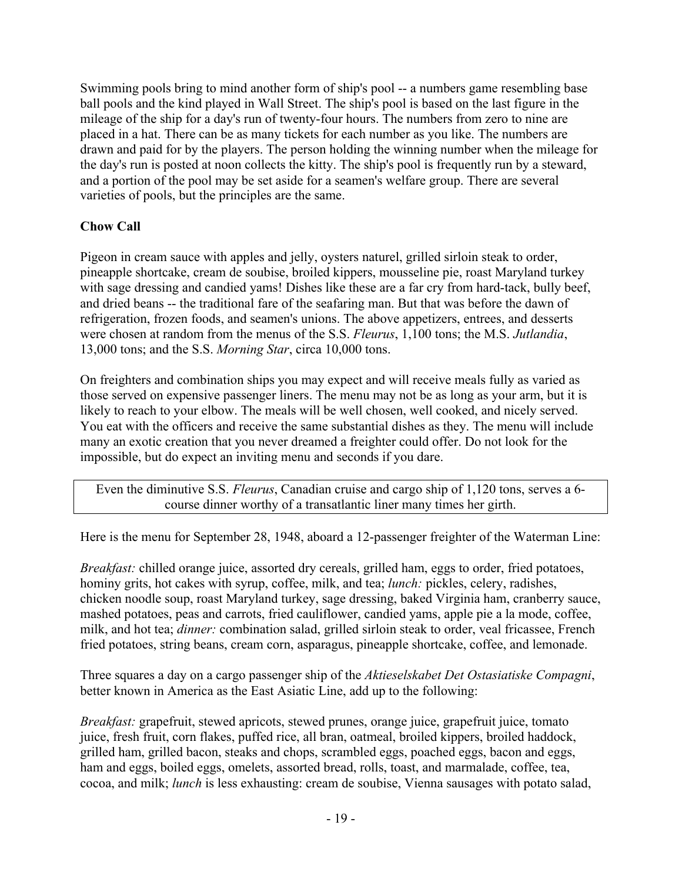Swimming pools bring to mind another form of ship's pool -- a numbers game resembling base ball pools and the kind played in Wall Street. The ship's pool is based on the last figure in the mileage of the ship for a day's run of twenty-four hours. The numbers from zero to nine are placed in a hat. There can be as many tickets for each number as you like. The numbers are drawn and paid for by the players. The person holding the winning number when the mileage for the day's run is posted at noon collects the kitty. The ship's pool is frequently run by a steward, and a portion of the pool may be set aside for a seamen's welfare group. There are several varieties of pools, but the principles are the same.

**Chow Call**

Pigeon in cream sauce with apples and jelly, oysters naturel, grilled sirloin steak to order, pineapple shortcake, cream de soubise, broiled kippers, mousseline pie, roast Maryland turkey with sage dressing and candied yams! Dishes like these are a far cry from hard-tack, bully beef, and dried beans -- the traditional fare of the seafaring man. But that was before the dawn of refrigeration, frozen foods, and seamen's unions. The above appetizers, entrees, and desserts were chosen at random from the menus of the S.S. *Fleurus*, 1,100 tons; the M.S. *Jutlandia*, 13,000 tons; and the S.S. *Morning Star*, circa 10,000 tons.

On freighters and combination ships you may expect and will receive meals fully as varied as those served on expensive passenger liners. The menu may not be as long as your arm, but it is likely to reach to your elbow. The meals will be well chosen, well cooked, and nicely served. You eat with the officers and receive the same substantial dishes as they. The menu will include many an exotic creation that you never dreamed a freighter could offer. Do not look for the impossible, but do expect an inviting menu and seconds if you dare.

Even the diminutive S.S. *Fleurus*, Canadian cruise and cargo ship of 1,120 tons, serves a 6-course dinner worthy of a transatlantic liner many times her girth.

Here is the menu for September 28, 1948, aboard a 12-passenger freighter of the Waterman Line:

*Breakfast:* chilled orange juice, assorted dry cereals, grilled ham, eggs to order, fried potatoes, hominy grits, hot cakes with syrup, coffee, milk, and tea; *lunch:* pickles, celery, radishes, chicken noodle soup, roast Maryland turkey, sage dressing, baked Virginia ham, cranberry sauce, mashed potatoes, peas and carrots, fried cauliflower, candied yams, apple pie a la mode, coffee, milk, and hot tea; *dinner:* combination salad, grilled sirloin steak to order, veal fricassee, French fried potatoes, string beans, cream corn, asparagus, pineapple shortcake, coffee, and lemonade.

Three squares a day on a cargo passenger ship of the *Aktieselskabet Det Ostasiatiske Compagni*, better known in America as the East Asiatic Line, add up to the following:

*Breakfast:* grapefruit, stewed apricots, stewed prunes, orange juice, grapefruit juice, tomato juice, fresh fruit, corn flakes, puffed rice, all bran, oatmeal, broiled kippers, broiled haddock, grilled ham, grilled bacon, steaks and chops, scrambled eggs, poached eggs, bacon and eggs, ham and eggs, boiled eggs, omelets, assorted bread, rolls, toast, and marmalade, coffee, tea, cocoa, and milk; *lunch* is less exhausting: cream de soubise, Vienna sausages with potato salad,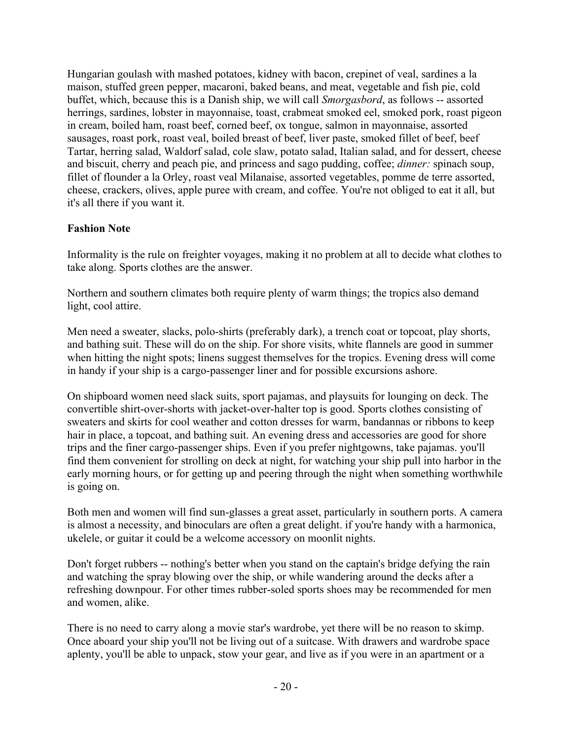Hungarian goulash with mashed potatoes, kidney with bacon, crepinet of veal, sardines a la maison, stuffed green pepper, macaroni, baked beans, and meat, vegetable and fish pie, cold buffet, which, because this is a Danish ship, we will call *Smorgasbord*, as follows -- assorted herrings, sardines, lobster in mayonnaise, toast, crabmeat smoked eel, smoked pork, roast pigeon in cream, boiled ham, roast beef, corned beef, ox tongue, salmon in mayonnaise, assorted sausages, roast pork, roast veal, boiled breast of beef, liver paste, smoked fillet of beef, beef Tartar, herring salad, Waldorf salad, cole slaw, potato salad, Italian salad, and for dessert, cheese and biscuit, cherry and peach pie, and princess and sago pudding, coffee; *dinner:* spinach soup, fillet of flounder a la Orley, roast veal Milanaise, assorted vegetables, pomme de terre assorted, cheese, crackers, olives, apple puree with cream, and coffee. You're not obliged to eat it all, but it's all there if you want it.

**Fashion Note**

Informality is the rule on freighter voyages, making it no problem at all to decide what clothes to take along. Sports clothes are the answer.

Northern and southern climates both require plenty of warm things; the tropics also demand light, cool attire.

Men need a sweater, slacks, polo-shirts (preferably dark), a trench coat or topcoat, play shorts, and bathing suit. These will do on the ship. For shore visits, white flannels are good in summer when hitting the night spots; linens suggest themselves for the tropics. Evening dress will come in handy if your ship is a cargo-passenger liner and for possible excursions ashore.

On shipboard women need slack suits, sport pajamas, and playsuits for lounging on deck. The convertible shirt-over-shorts with jacket-over-halter top is good. Sports clothes consisting of sweaters and skirts for cool weather and cotton dresses for warm, bandannas or ribbons to keep hair in place, a topcoat, and bathing suit. An evening dress and accessories are good for shore trips and the finer cargo-passenger ships. Even if you prefer nightgowns, take pajamas. you'll find them convenient for strolling on deck at night, for watching your ship pull into harbor in the early morning hours, or for getting up and peering through the night when something worthwhile is going on.

Both men and women will find sun-glasses a great asset, particularly in southern ports. A camera is almost a necessity, and binoculars are often a great delight. if you're handy with a harmonica, ukelele, or guitar it could be a welcome accessory on moonlit nights.

Don't forget rubbers -- nothing's better when you stand on the captain's bridge defying the rain and watching the spray blowing over the ship, or while wandering around the decks after a refreshing downpour. For other times rubber-soled sports shoes may be recommended for men and women, alike.

There is no need to carry along a movie star's wardrobe, yet there will be no reason to skimp. Once aboard your ship you'll not be living out of a suitcase. With drawers and wardrobe space aplenty, you'll be able to unpack, stow your gear, and live as if you were in an apartment or a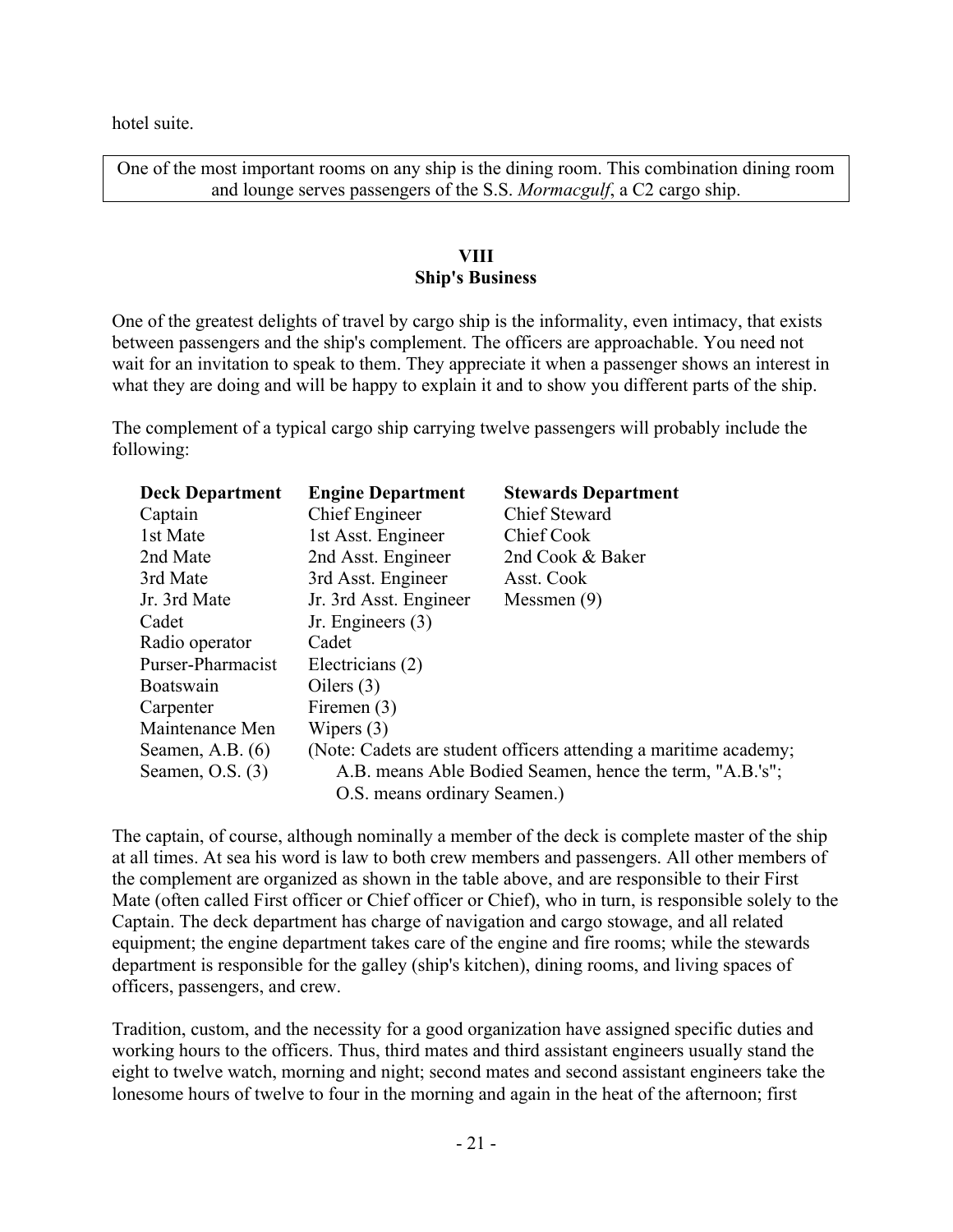hotel suite.

One of the most important rooms on any ship is the dining room. This combination dining room and lounge serves passengers of the S.S. *Mormacgulf*, a C2 cargo ship.

## VIII
## Ship's Business

One of the greatest delights of travel by cargo ship is the informality, even intimacy, that exists between passengers and the ship's complement. The officers are approachable. You need not wait for an invitation to speak to them. They appreciate it when a passenger shows an interest in what they are doing and will be happy to explain it and to show you different parts of the ship.

The complement of a typical cargo ship carrying twelve passengers will probably include the following:

| **Deck Department** | **Engine Department** | **Stewards Department** |
|---|---|---|
| Captain | Chief Engineer | Chief Steward |
| 1st Mate | 1st Asst. Engineer | Chief Cook |
| 2nd Mate | 2nd Asst. Engineer | 2nd Cook & Baker |
| 3rd Mate | 3rd Asst. Engineer | Asst. Cook |
| Jr. 3rd Mate | Jr. 3rd Asst. Engineer | Messmen (9) |
| Cadet | Jr. Engineers (3) | |
| Radio operator | Cadet | |
| Purser-Pharmacist | Electricians (2) | |
| Boatswain | Oilers (3) | |
| Carpenter | Firemen (3) | |
| Maintenance Men | Wipers (3) | |
| Seamen, A.B. (6) | | |
| Seamen, O.S. (3) | | |

(Note: Cadets are student officers attending a maritime academy; A.B. means Able Bodied Seamen, hence the term, "A.B.'s"; O.S. means ordinary Seamen.)

The captain, of course, although nominally a member of the deck is complete master of the ship at all times. At sea his word is law to both crew members and passengers. All other members of the complement are organized as shown in the table above, and are responsible to their First Mate (often called First officer or Chief officer or Chief), who in turn, is responsible solely to the Captain. The deck department has charge of navigation and cargo stowage, and all related equipment; the engine department takes care of the engine and fire rooms; while the stewards department is responsible for the galley (ship's kitchen), dining rooms, and living spaces of officers, passengers, and crew.

Tradition, custom, and the necessity for a good organization have assigned specific duties and working hours to the officers. Thus, third mates and third assistant engineers usually stand the eight to twelve watch, morning and night; second mates and second assistant engineers take the lonesome hours of twelve to four in the morning and again in the heat of the afternoon; first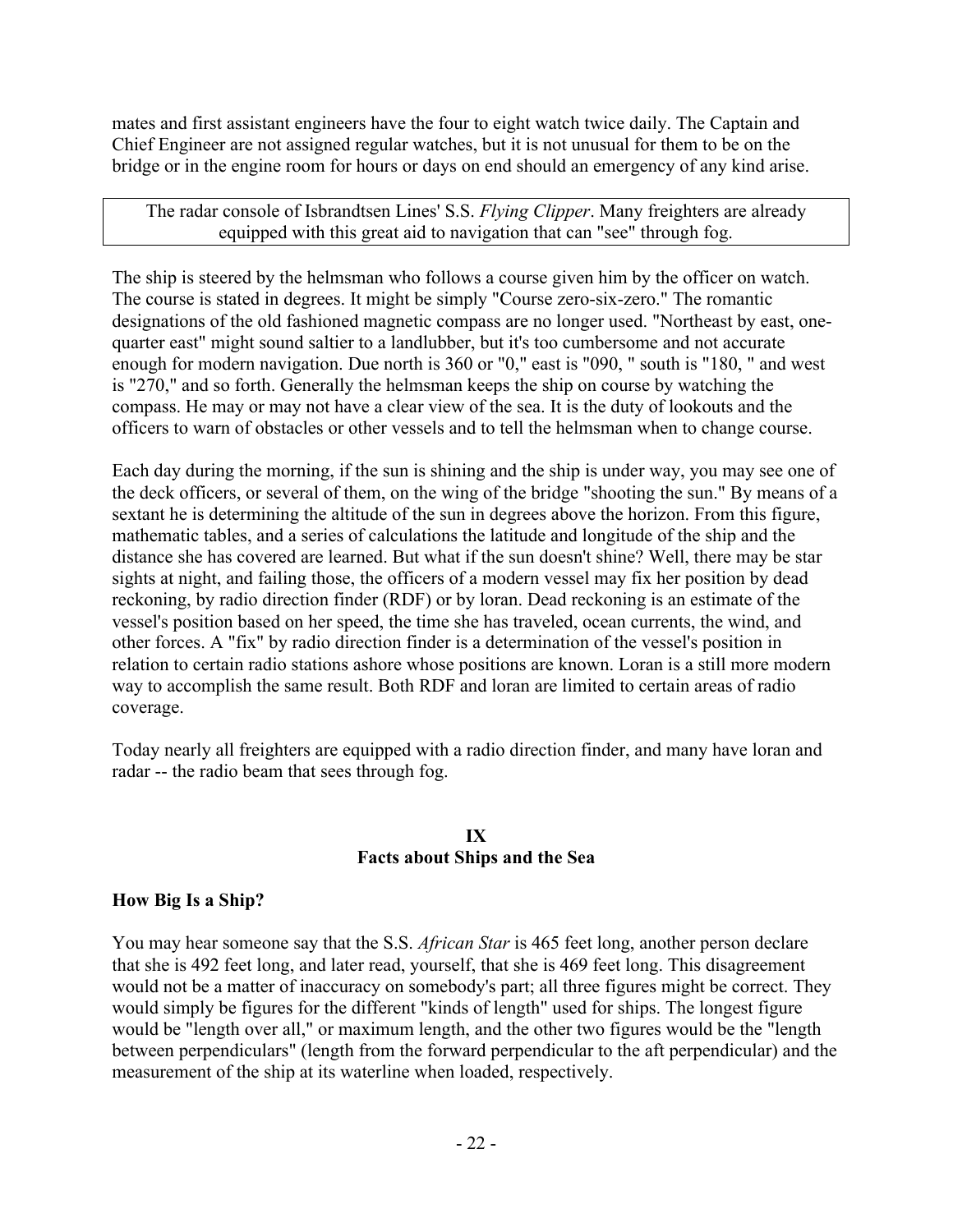mates and first assistant engineers have the four to eight watch twice daily. The Captain and Chief Engineer are not assigned regular watches, but it is not unusual for them to be on the bridge or in the engine room for hours or days on end should an emergency of any kind arise.

The radar console of Isbrandtsen Lines' S.S. *Flying Clipper*. Many freighters are already equipped with this great aid to navigation that can "see" through fog.

The ship is steered by the helmsman who follows a course given him by the officer on watch. The course is stated in degrees. It might be simply "Course zero-six-zero." The romantic designations of the old fashioned magnetic compass are no longer used. "Northeast by east, one-quarter east" might sound saltier to a landlubber, but it's too cumbersome and not accurate enough for modern navigation. Due north is 360 or "0," east is "090, " south is "180, " and west is "270," and so forth. Generally the helmsman keeps the ship on course by watching the compass. He may or may not have a clear view of the sea. It is the duty of lookouts and the officers to warn of obstacles or other vessels and to tell the helmsman when to change course.

Each day during the morning, if the sun is shining and the ship is under way, you may see one of the deck officers, or several of them, on the wing of the bridge "shooting the sun." By means of a sextant he is determining the altitude of the sun in degrees above the horizon. From this figure, mathematic tables, and a series of calculations the latitude and longitude of the ship and the distance she has covered are learned. But what if the sun doesn't shine? Well, there may be star sights at night, and failing those, the officers of a modern vessel may fix her position by dead reckoning, by radio direction finder (RDF) or by loran. Dead reckoning is an estimate of the vessel's position based on her speed, the time she has traveled, ocean currents, the wind, and other forces. A "fix" by radio direction finder is a determination of the vessel's position in relation to certain radio stations ashore whose positions are known. Loran is a still more modern way to accomplish the same result. Both RDF and loran are limited to certain areas of radio coverage.

Today nearly all freighters are equipped with a radio direction finder, and many have loran and radar -- the radio beam that sees through fog.

## IX
## Facts about Ships and the Sea

### How Big Is a Ship?

You may hear someone say that the S.S. *African Star* is 465 feet long, another person declare that she is 492 feet long, and later read, yourself, that she is 469 feet long. This disagreement would not be a matter of inaccuracy on somebody's part; all three figures might be correct. They would simply be figures for the different "kinds of length" used for ships. The longest figure would be "length over all," or maximum length, and the other two figures would be the "length between perpendiculars" (length from the forward perpendicular to the aft perpendicular) and the measurement of the ship at its waterline when loaded, respectively.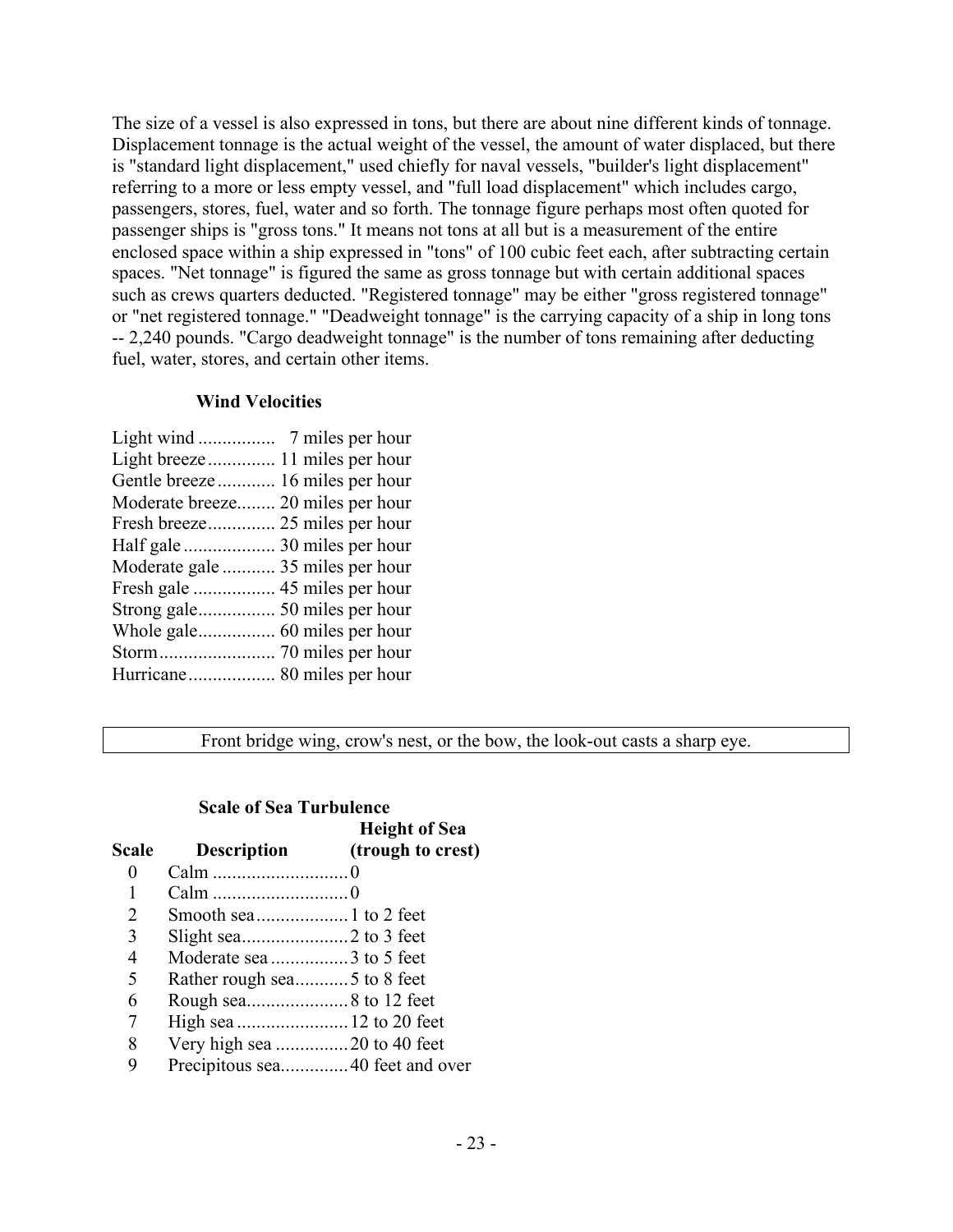The size of a vessel is also expressed in tons, but there are about nine different kinds of tonnage. Displacement tonnage is the actual weight of the vessel, the amount of water displaced, but there is "standard light displacement," used chiefly for naval vessels, "builder's light displacement" referring to a more or less empty vessel, and "full load displacement" which includes cargo, passengers, stores, fuel, water and so forth. The tonnage figure perhaps most often quoted for passenger ships is "gross tons." It means not tons at all but is a measurement of the entire enclosed space within a ship expressed in "tons" of 100 cubic feet each, after subtracting certain spaces. "Net tonnage" is figured the same as gross tonnage but with certain additional spaces such as crews quarters deducted. "Registered tonnage" may be either "gross registered tonnage" or "net registered tonnage." "Deadweight tonnage" is the carrying capacity of a ship in long tons -- 2,240 pounds. "Cargo deadweight tonnage" is the number of tons remaining after deducting fuel, water, stores, and certain other items.

### Wind Velocities

| | |
|---|---|
| Light wind | 7 miles per hour |
| Light breeze | 11 miles per hour |
| Gentle breeze | 16 miles per hour |
| Moderate breeze | 20 miles per hour |
| Fresh breeze | 25 miles per hour |
| Half gale | 30 miles per hour |
| Moderate gale | 35 miles per hour |
| Fresh gale | 45 miles per hour |
| Strong gale | 50 miles per hour |
| Whole gale | 60 miles per hour |
| Storm | 70 miles per hour |
| Hurricane | 80 miles per hour |

Front bridge wing, crow's nest, or the bow, the look-out casts a sharp eye.

### Scale of Sea Turbulence

| Scale | Description | Height of Sea (trough to crest) |
|---|---|---|
| 0 | Calm | 0 |
| 1 | Calm | 0 |
| 2 | Smooth sea | 1 to 2 feet |
| 3 | Slight sea | 2 to 3 feet |
| 4 | Moderate sea | 3 to 5 feet |
| 5 | Rather rough sea | 5 to 8 feet |
| 6 | Rough sea | 8 to 12 feet |
| 7 | High sea | 12 to 20 feet |
| 8 | Very high sea | 20 to 40 feet |
| 9 | Precipitous sea | 40 feet and over |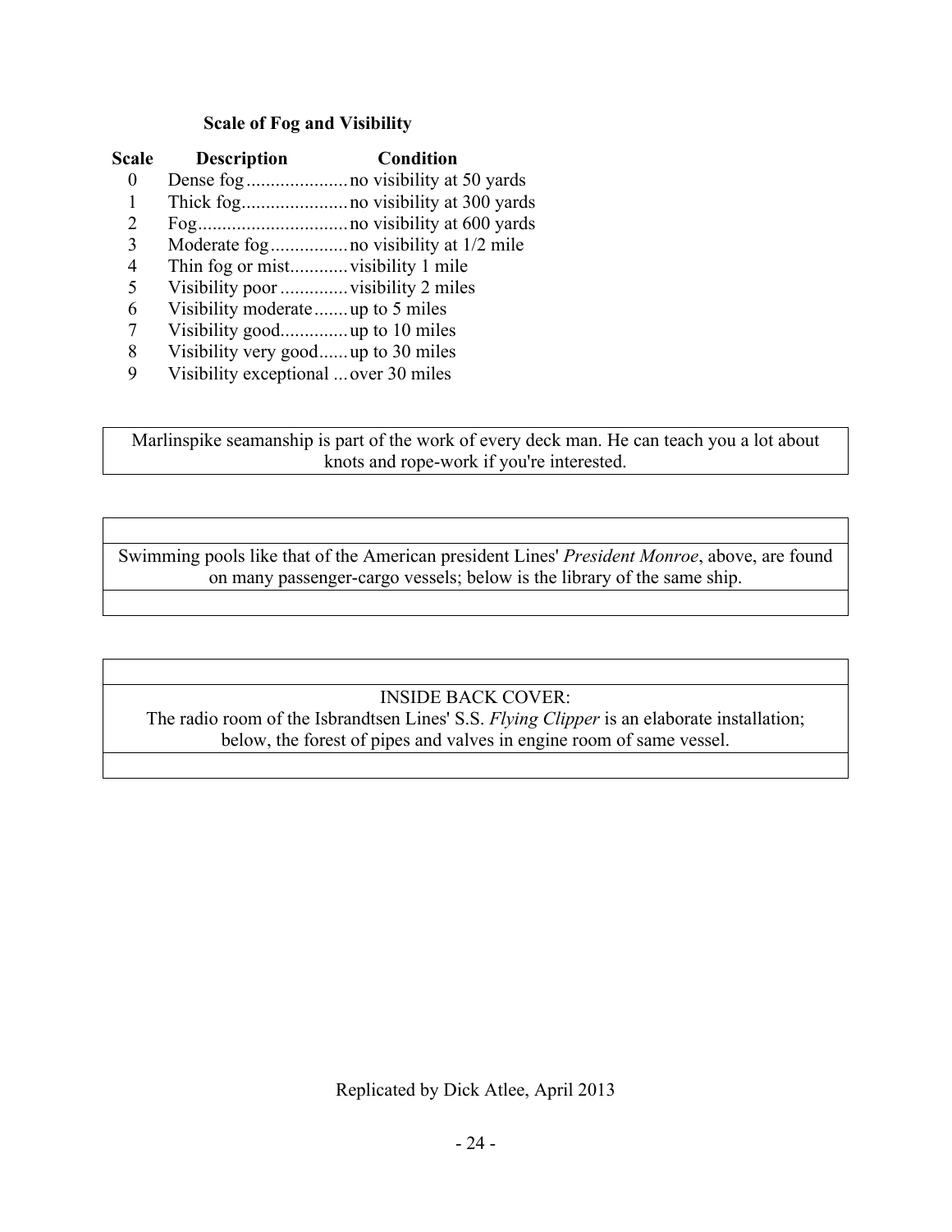### Scale of Fog and Visibility

| Scale | Description | Condition |
|---|---|---|
| 0 | Dense fog | no visibility at 50 yards |
| 1 | Thick fog | no visibility at 300 yards |
| 2 | Fog | no visibility at 600 yards |
| 3 | Moderate fog | no visibility at 1/2 mile |
| 4 | Thin fog or mist | visibility 1 mile |
| 5 | Visibility poor | visibility 2 miles |
| 6 | Visibility moderate | up to 5 miles |
| 7 | Visibility good | up to 10 miles |
| 8 | Visibility very good | up to 30 miles |
| 9 | Visibility exceptional | over 30 miles |

Marlinspike seamanship is part of the work of every deck man. He can teach you a lot about knots and rope-work if you're interested.

Swimming pools like that of the American president Lines' *President Monroe*, above, are found on many passenger-cargo vessels; below is the library of the same ship.

INSIDE BACK COVER:
The radio room of the Isbrandtsen Lines' S.S. *Flying Clipper* is an elaborate installation; below, the forest of pipes and valves in engine room of same vessel.

Replicated by Dick Atlee, April 2013